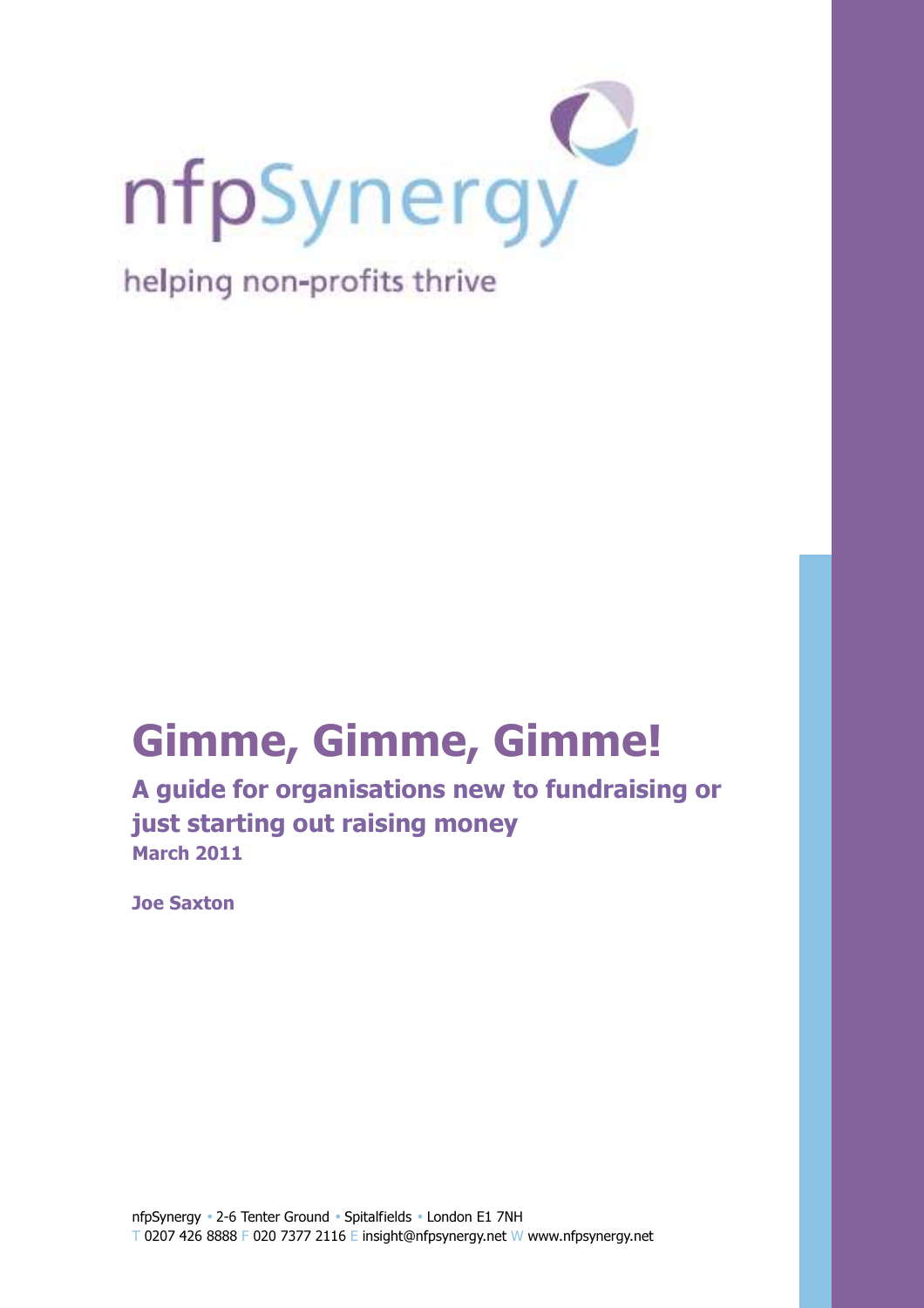nfpSynergy

helping non-profits thrive

# Gimme, Gimme, Gimme!

## A guide for organisations new to fundraising or just starting out raising money

**March 2011**

**Joe Saxton**

nfpSynergy • 2-6 Tenter Ground • Spitalfields • London E1 7NH
T 0207 426 8888 F 020 7377 2116 E insight@nfpsynergy.net W www.nfpsynergy.net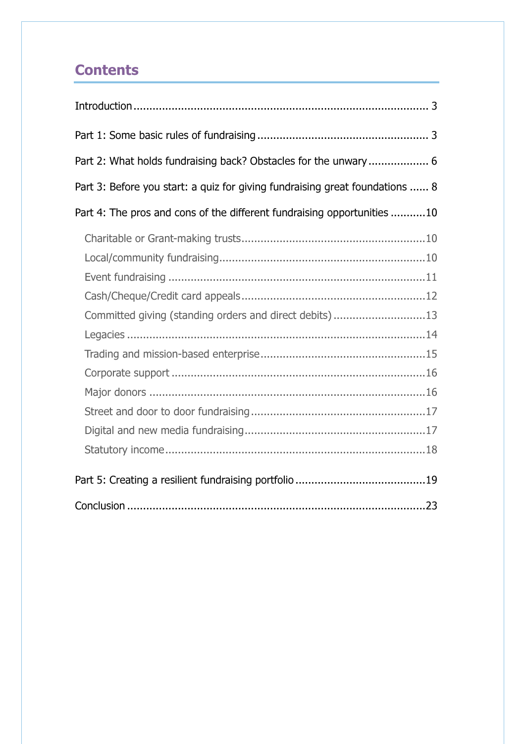## Contents

Introduction ... 3

Part 1: Some basic rules of fundraising ... 3

Part 2: What holds fundraising back? Obstacles for the unwary ... 6

Part 3: Before you start: a quiz for giving fundraising great foundations ... 8

Part 4: The pros and cons of the different fundraising opportunities ... 10

- Charitable or Grant-making trusts ... 10
- Local/community fundraising ... 10
- Event fundraising ... 11
- Cash/Cheque/Credit card appeals ... 12
- Committed giving (standing orders and direct debits) ... 13
- Legacies ... 14
- Trading and mission-based enterprise ... 15
- Corporate support ... 16
- Major donors ... 16
- Street and door to door fundraising ... 17
- Digital and new media fundraising ... 17
- Statutory income ... 18

Part 5: Creating a resilient fundraising portfolio ... 19

Conclusion ... 23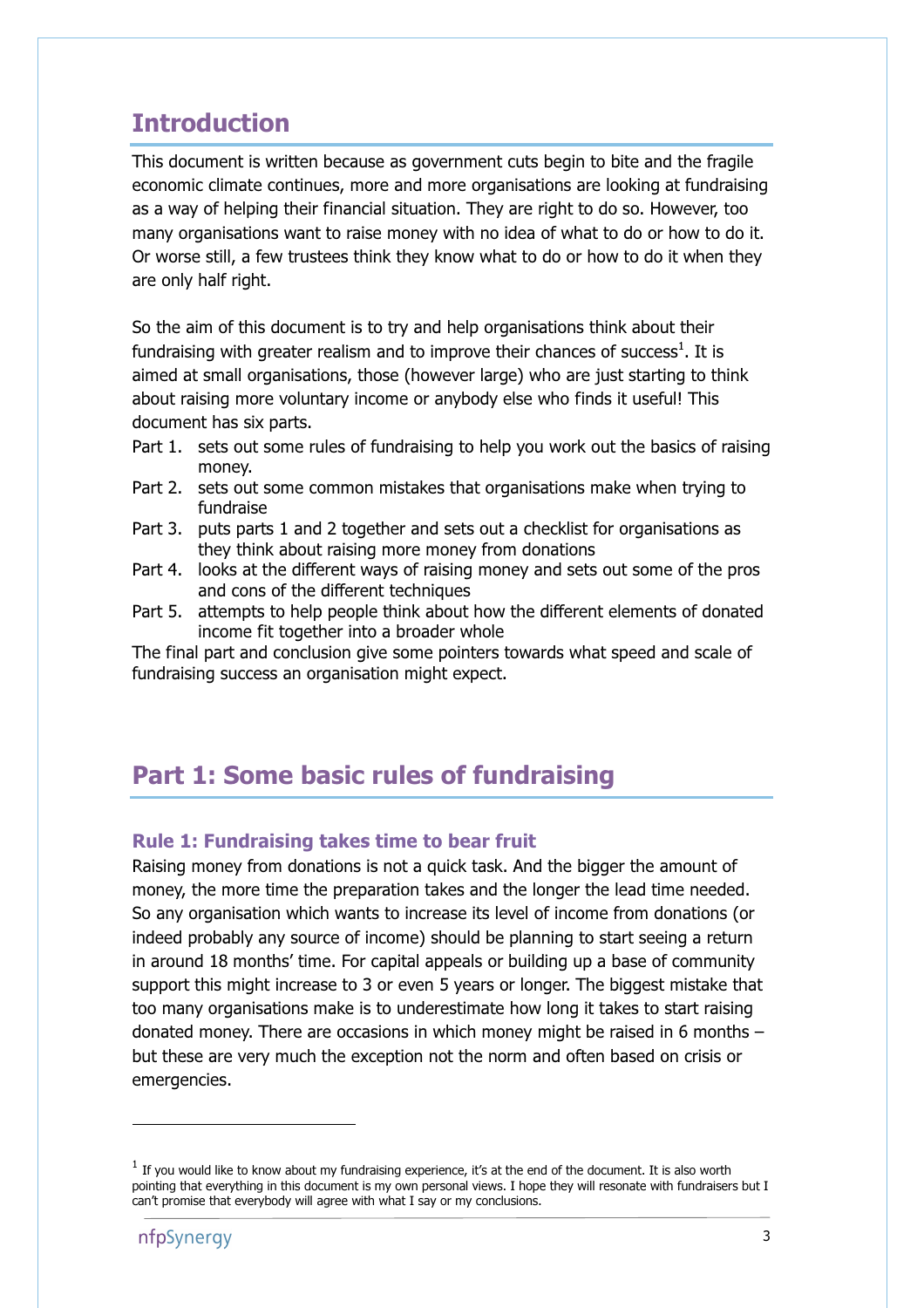## Introduction

This document is written because as government cuts begin to bite and the fragile economic climate continues, more and more organisations are looking at fundraising as a way of helping their financial situation. They are right to do so. However, too many organisations want to raise money with no idea of what to do or how to do it. Or worse still, a few trustees think they know what to do or how to do it when they are only half right.

So the aim of this document is to try and help organisations think about their fundraising with greater realism and to improve their chances of success[1]. It is aimed at small organisations, those (however large) who are just starting to think about raising more voluntary income or anybody else who finds it useful! This document has six parts.

- Part 1. sets out some rules of fundraising to help you work out the basics of raising money.
- Part 2. sets out some common mistakes that organisations make when trying to fundraise
- Part 3. puts parts 1 and 2 together and sets out a checklist for organisations as they think about raising more money from donations
- Part 4. looks at the different ways of raising money and sets out some of the pros and cons of the different techniques
- Part 5. attempts to help people think about how the different elements of donated income fit together into a broader whole

The final part and conclusion give some pointers towards what speed and scale of fundraising success an organisation might expect.

## Part 1: Some basic rules of fundraising

### Rule 1: Fundraising takes time to bear fruit

Raising money from donations is not a quick task. And the bigger the amount of money, the more time the preparation takes and the longer the lead time needed. So any organisation which wants to increase its level of income from donations (or indeed probably any source of income) should be planning to start seeing a return in around 18 months' time. For capital appeals or building up a base of community support this might increase to 3 or even 5 years or longer. The biggest mistake that too many organisations make is to underestimate how long it takes to start raising donated money. There are occasions in which money might be raised in 6 months – but these are very much the exception not the norm and often based on crisis or emergencies.

---

[1] If you would like to know about my fundraising experience, it's at the end of the document. It is also worth pointing that everything in this document is my own personal views. I hope they will resonate with fundraisers but I can't promise that everybody will agree with what I say or my conclusions.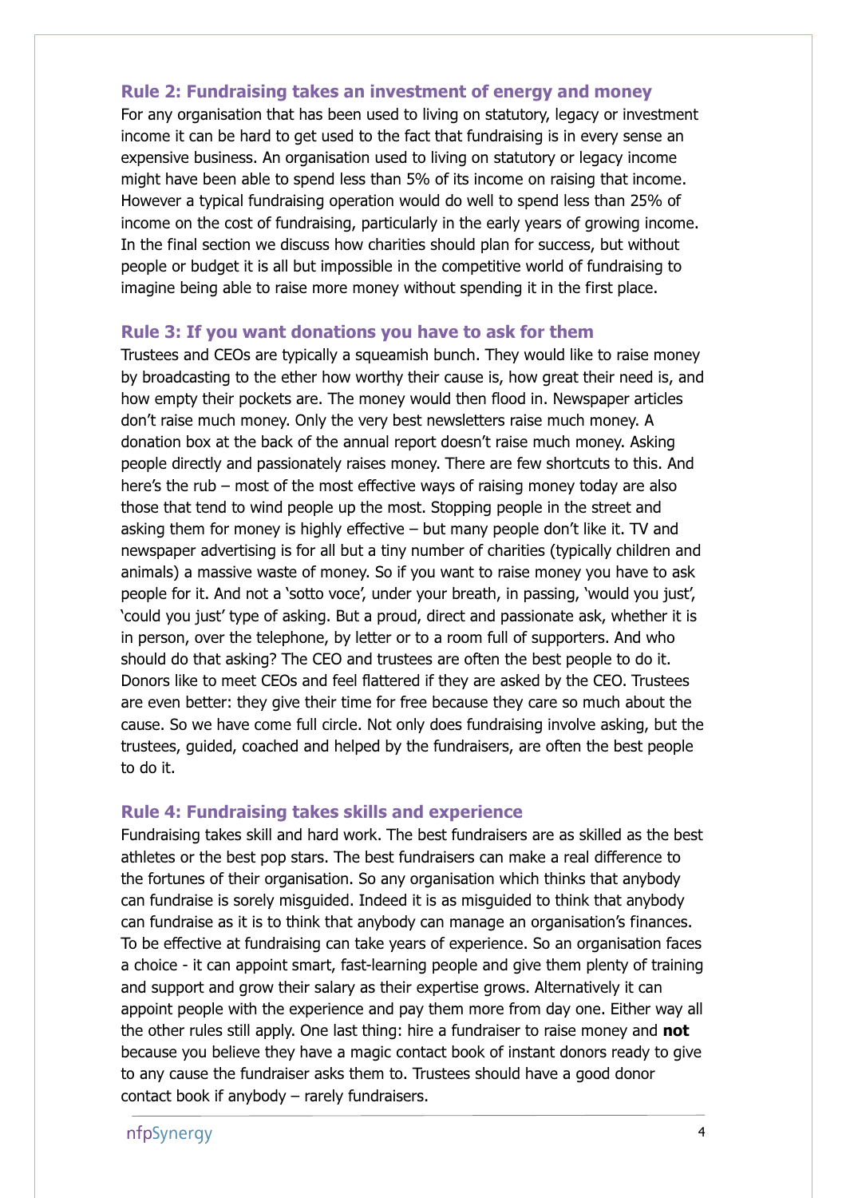### Rule 2: Fundraising takes an investment of energy and money

For any organisation that has been used to living on statutory, legacy or investment income it can be hard to get used to the fact that fundraising is in every sense an expensive business. An organisation used to living on statutory or legacy income might have been able to spend less than 5% of its income on raising that income. However a typical fundraising operation would do well to spend less than 25% of income on the cost of fundraising, particularly in the early years of growing income. In the final section we discuss how charities should plan for success, but without people or budget it is all but impossible in the competitive world of fundraising to imagine being able to raise more money without spending it in the first place.

### Rule 3: If you want donations you have to ask for them

Trustees and CEOs are typically a squeamish bunch. They would like to raise money by broadcasting to the ether how worthy their cause is, how great their need is, and how empty their pockets are. The money would then flood in. Newspaper articles don't raise much money. Only the very best newsletters raise much money. A donation box at the back of the annual report doesn't raise much money. Asking people directly and passionately raises money. There are few shortcuts to this. And here's the rub – most of the most effective ways of raising money today are also those that tend to wind people up the most. Stopping people in the street and asking them for money is highly effective – but many people don't like it. TV and newspaper advertising is for all but a tiny number of charities (typically children and animals) a massive waste of money. So if you want to raise money you have to ask people for it. And not a 'sotto voce', under your breath, in passing, 'would you just', 'could you just' type of asking. But a proud, direct and passionate ask, whether it is in person, over the telephone, by letter or to a room full of supporters. And who should do that asking? The CEO and trustees are often the best people to do it. Donors like to meet CEOs and feel flattered if they are asked by the CEO. Trustees are even better: they give their time for free because they care so much about the cause. So we have come full circle. Not only does fundraising involve asking, but the trustees, guided, coached and helped by the fundraisers, are often the best people to do it.

### Rule 4: Fundraising takes skills and experience

Fundraising takes skill and hard work. The best fundraisers are as skilled as the best athletes or the best pop stars. The best fundraisers can make a real difference to the fortunes of their organisation. So any organisation which thinks that anybody can fundraise is sorely misguided. Indeed it is as misguided to think that anybody can fundraise as it is to think that anybody can manage an organisation's finances. To be effective at fundraising can take years of experience. So an organisation faces a choice - it can appoint smart, fast-learning people and give them plenty of training and support and grow their salary as their expertise grows. Alternatively it can appoint people with the experience and pay them more from day one. Either way all the other rules still apply. One last thing: hire a fundraiser to raise money and **not** because you believe they have a magic contact book of instant donors ready to give to any cause the fundraiser asks them to. Trustees should have a good donor contact book if anybody – rarely fundraisers.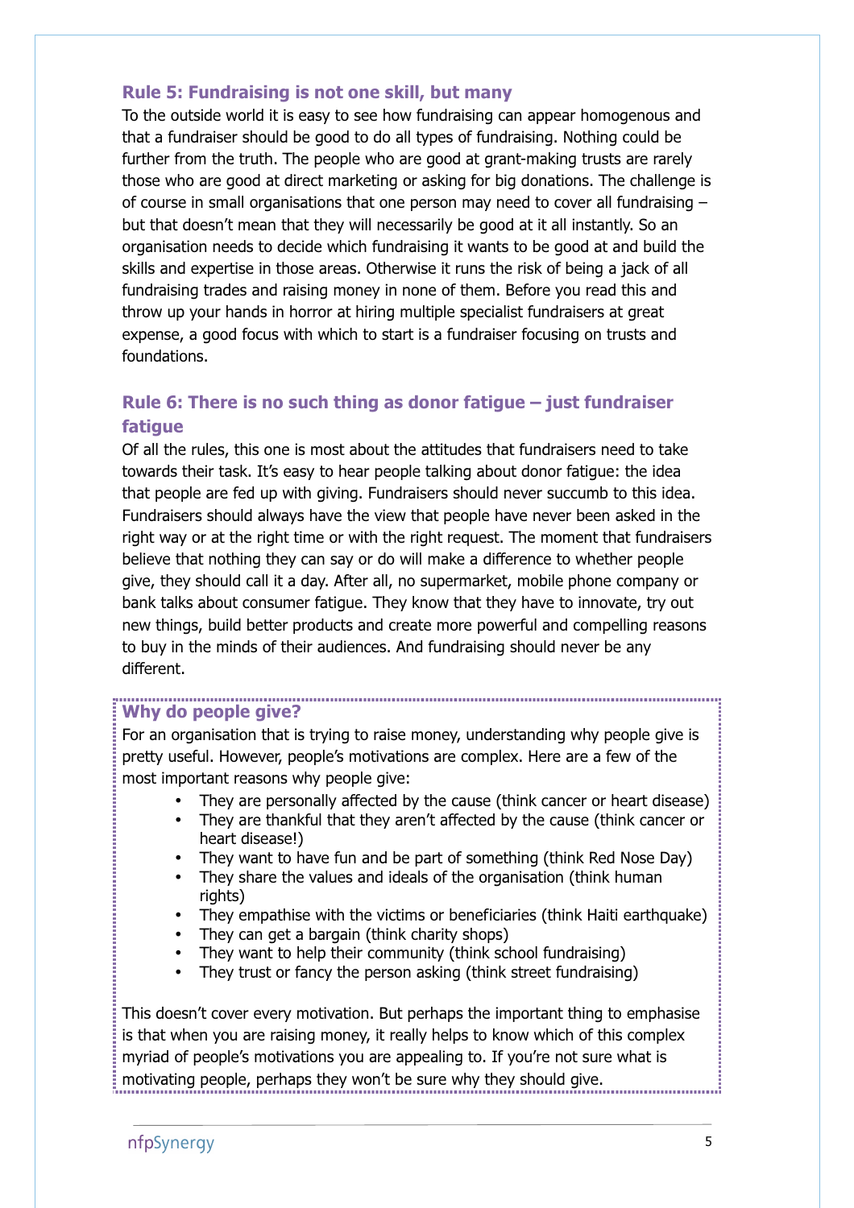## Rule 5: Fundraising is not one skill, but many

To the outside world it is easy to see how fundraising can appear homogenous and that a fundraiser should be good to do all types of fundraising. Nothing could be further from the truth. The people who are good at grant-making trusts are rarely those who are good at direct marketing or asking for big donations. The challenge is of course in small organisations that one person may need to cover all fundraising – but that doesn't mean that they will necessarily be good at it all instantly. So an organisation needs to decide which fundraising it wants to be good at and build the skills and expertise in those areas. Otherwise it runs the risk of being a jack of all fundraising trades and raising money in none of them. Before you read this and throw up your hands in horror at hiring multiple specialist fundraisers at great expense, a good focus with which to start is a fundraiser focusing on trusts and foundations.

## Rule 6: There is no such thing as donor fatigue – just fundraiser fatigue

Of all the rules, this one is most about the attitudes that fundraisers need to take towards their task. It's easy to hear people talking about donor fatigue: the idea that people are fed up with giving. Fundraisers should never succumb to this idea. Fundraisers should always have the view that people have never been asked in the right way or at the right time or with the right request. The moment that fundraisers believe that nothing they can say or do will make a difference to whether people give, they should call it a day. After all, no supermarket, mobile phone company or bank talks about consumer fatigue. They know that they have to innovate, try out new things, build better products and create more powerful and compelling reasons to buy in the minds of their audiences. And fundraising should never be any different.

### Why do people give?

For an organisation that is trying to raise money, understanding why people give is pretty useful. However, people's motivations are complex. Here are a few of the most important reasons why people give:

- They are personally affected by the cause (think cancer or heart disease)
- They are thankful that they aren't affected by the cause (think cancer or heart disease!)
- They want to have fun and be part of something (think Red Nose Day)
- They share the values and ideals of the organisation (think human rights)
- They empathise with the victims or beneficiaries (think Haiti earthquake)
- They can get a bargain (think charity shops)
- They want to help their community (think school fundraising)
- They trust or fancy the person asking (think street fundraising)

This doesn't cover every motivation. But perhaps the important thing to emphasise is that when you are raising money, it really helps to know which of this complex myriad of people's motivations you are appealing to. If you're not sure what is motivating people, perhaps they won't be sure why they should give.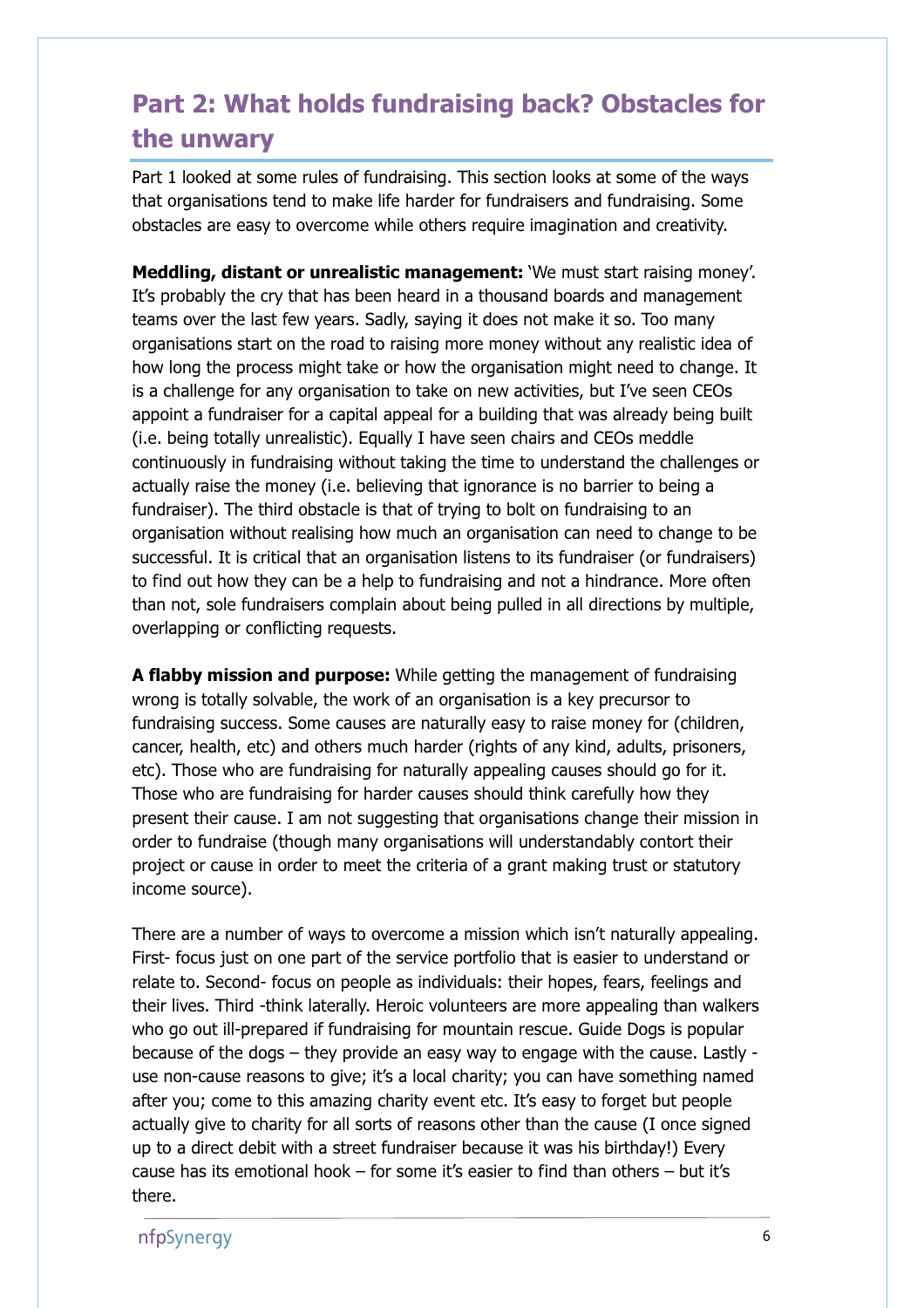## Part 2: What holds fundraising back? Obstacles for the unwary

Part 1 looked at some rules of fundraising. This section looks at some of the ways that organisations tend to make life harder for fundraisers and fundraising. Some obstacles are easy to overcome while others require imagination and creativity.

**Meddling, distant or unrealistic management:** 'We must start raising money'. It's probably the cry that has been heard in a thousand boards and management teams over the last few years. Sadly, saying it does not make it so. Too many organisations start on the road to raising more money without any realistic idea of how long the process might take or how the organisation might need to change. It is a challenge for any organisation to take on new activities, but I've seen CEOs appoint a fundraiser for a capital appeal for a building that was already being built (i.e. being totally unrealistic). Equally I have seen chairs and CEOs meddle continuously in fundraising without taking the time to understand the challenges or actually raise the money (i.e. believing that ignorance is no barrier to being a fundraiser). The third obstacle is that of trying to bolt on fundraising to an organisation without realising how much an organisation can need to change to be successful. It is critical that an organisation listens to its fundraiser (or fundraisers) to find out how they can be a help to fundraising and not a hindrance. More often than not, sole fundraisers complain about being pulled in all directions by multiple, overlapping or conflicting requests.

**A flabby mission and purpose:** While getting the management of fundraising wrong is totally solvable, the work of an organisation is a key precursor to fundraising success. Some causes are naturally easy to raise money for (children, cancer, health, etc) and others much harder (rights of any kind, adults, prisoners, etc). Those who are fundraising for naturally appealing causes should go for it. Those who are fundraising for harder causes should think carefully how they present their cause. I am not suggesting that organisations change their mission in order to fundraise (though many organisations will understandably contort their project or cause in order to meet the criteria of a grant making trust or statutory income source).

There are a number of ways to overcome a mission which isn't naturally appealing. First- focus just on one part of the service portfolio that is easier to understand or relate to. Second- focus on people as individuals: their hopes, fears, feelings and their lives. Third -think laterally. Heroic volunteers are more appealing than walkers who go out ill-prepared if fundraising for mountain rescue. Guide Dogs is popular because of the dogs – they provide an easy way to engage with the cause. Lastly - use non-cause reasons to give; it's a local charity; you can have something named after you; come to this amazing charity event etc. It's easy to forget but people actually give to charity for all sorts of reasons other than the cause (I once signed up to a direct debit with a street fundraiser because it was his birthday!) Every cause has its emotional hook – for some it's easier to find than others – but it's there.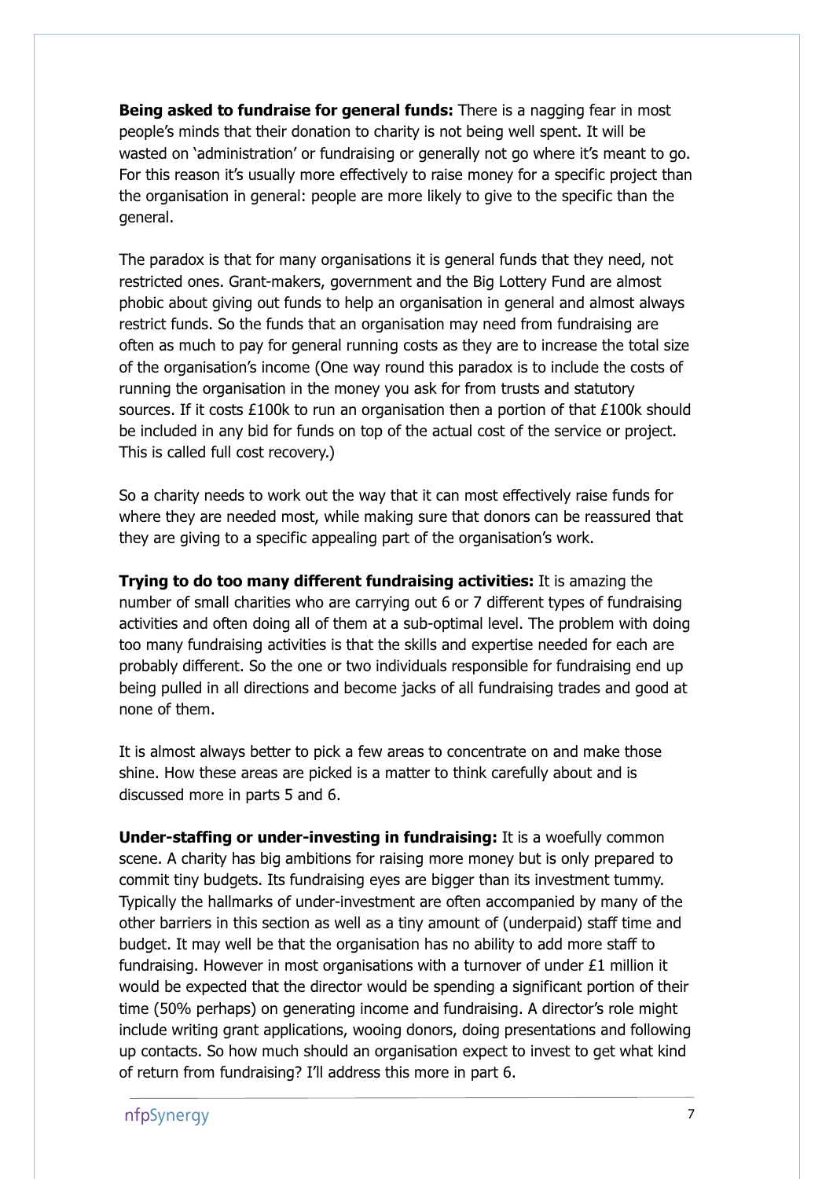**Being asked to fundraise for general funds:** There is a nagging fear in most people's minds that their donation to charity is not being well spent. It will be wasted on 'administration' or fundraising or generally not go where it's meant to go. For this reason it's usually more effectively to raise money for a specific project than the organisation in general: people are more likely to give to the specific than the general.

The paradox is that for many organisations it is general funds that they need, not restricted ones. Grant-makers, government and the Big Lottery Fund are almost phobic about giving out funds to help an organisation in general and almost always restrict funds. So the funds that an organisation may need from fundraising are often as much to pay for general running costs as they are to increase the total size of the organisation's income (One way round this paradox is to include the costs of running the organisation in the money you ask for from trusts and statutory sources. If it costs £100k to run an organisation then a portion of that £100k should be included in any bid for funds on top of the actual cost of the service or project. This is called full cost recovery.)

So a charity needs to work out the way that it can most effectively raise funds for where they are needed most, while making sure that donors can be reassured that they are giving to a specific appealing part of the organisation's work.

**Trying to do too many different fundraising activities:** It is amazing the number of small charities who are carrying out 6 or 7 different types of fundraising activities and often doing all of them at a sub-optimal level. The problem with doing too many fundraising activities is that the skills and expertise needed for each are probably different. So the one or two individuals responsible for fundraising end up being pulled in all directions and become jacks of all fundraising trades and good at none of them.

It is almost always better to pick a few areas to concentrate on and make those shine. How these areas are picked is a matter to think carefully about and is discussed more in parts 5 and 6.

**Under-staffing or under-investing in fundraising:** It is a woefully common scene. A charity has big ambitions for raising more money but is only prepared to commit tiny budgets. Its fundraising eyes are bigger than its investment tummy. Typically the hallmarks of under-investment are often accompanied by many of the other barriers in this section as well as a tiny amount of (underpaid) staff time and budget. It may well be that the organisation has no ability to add more staff to fundraising. However in most organisations with a turnover of under £1 million it would be expected that the director would be spending a significant portion of their time (50% perhaps) on generating income and fundraising. A director's role might include writing grant applications, wooing donors, doing presentations and following up contacts. So how much should an organisation expect to invest to get what kind of return from fundraising? I'll address this more in part 6.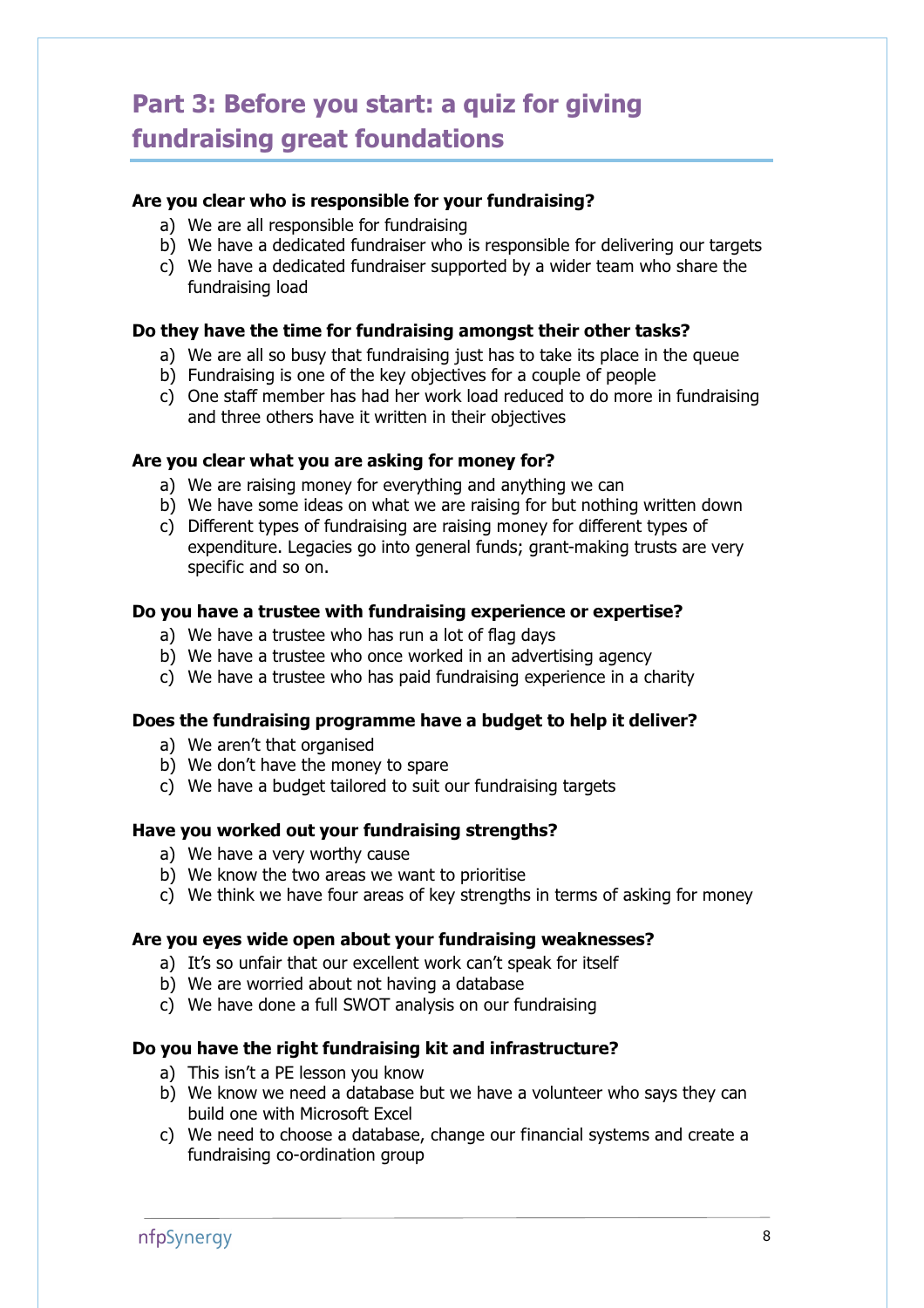## Part 3: Before you start: a quiz for giving fundraising great foundations

**Are you clear who is responsible for your fundraising?**

a) We are all responsible for fundraising
b) We have a dedicated fundraiser who is responsible for delivering our targets
c) We have a dedicated fundraiser supported by a wider team who share the fundraising load

**Do they have the time for fundraising amongst their other tasks?**

a) We are all so busy that fundraising just has to take its place in the queue
b) Fundraising is one of the key objectives for a couple of people
c) One staff member has had her work load reduced to do more in fundraising and three others have it written in their objectives

**Are you clear what you are asking for money for?**

a) We are raising money for everything and anything we can
b) We have some ideas on what we are raising for but nothing written down
c) Different types of fundraising are raising money for different types of expenditure. Legacies go into general funds; grant-making trusts are very specific and so on.

**Do you have a trustee with fundraising experience or expertise?**

a) We have a trustee who has run a lot of flag days
b) We have a trustee who once worked in an advertising agency
c) We have a trustee who has paid fundraising experience in a charity

**Does the fundraising programme have a budget to help it deliver?**

a) We aren't that organised
b) We don't have the money to spare
c) We have a budget tailored to suit our fundraising targets

**Have you worked out your fundraising strengths?**

a) We have a very worthy cause
b) We know the two areas we want to prioritise
c) We think we have four areas of key strengths in terms of asking for money

**Are you eyes wide open about your fundraising weaknesses?**

a) It's so unfair that our excellent work can't speak for itself
b) We are worried about not having a database
c) We have done a full SWOT analysis on our fundraising

**Do you have the right fundraising kit and infrastructure?**

a) This isn't a PE lesson you know
b) We know we need a database but we have a volunteer who says they can build one with Microsoft Excel
c) We need to choose a database, change our financial systems and create a fundraising co-ordination group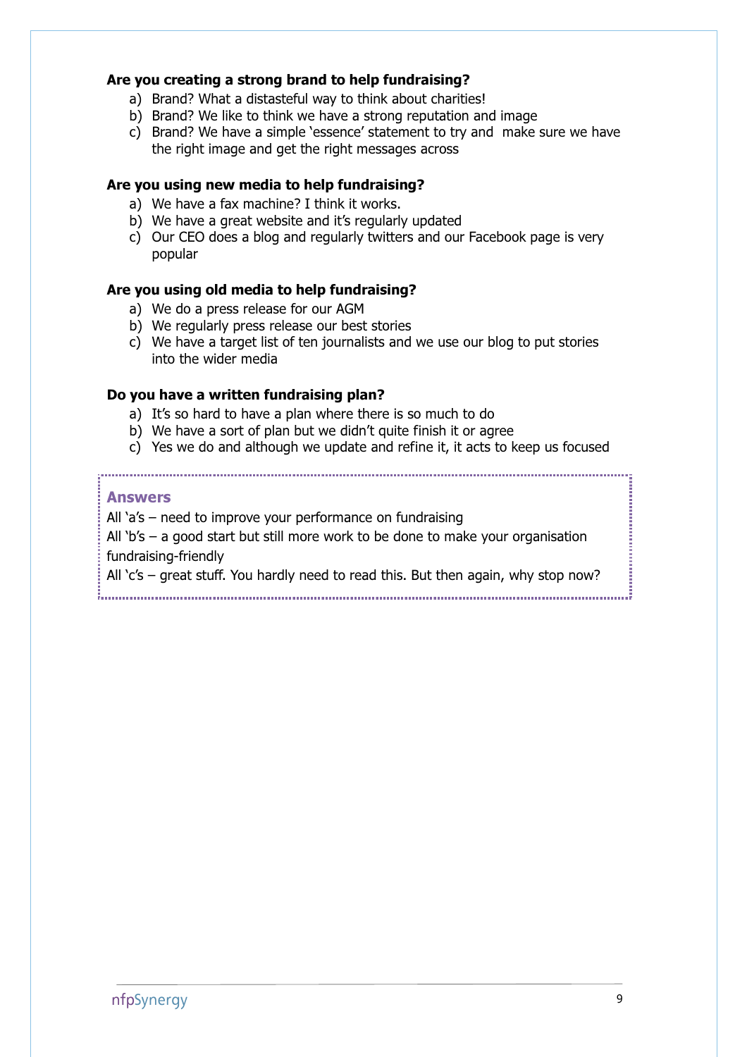**Are you creating a strong brand to help fundraising?**

a) Brand? What a distasteful way to think about charities!
b) Brand? We like to think we have a strong reputation and image
c) Brand? We have a simple 'essence' statement to try and make sure we have the right image and get the right messages across

**Are you using new media to help fundraising?**

a) We have a fax machine? I think it works.
b) We have a great website and it's regularly updated
c) Our CEO does a blog and regularly twitters and our Facebook page is very popular

**Are you using old media to help fundraising?**

a) We do a press release for our AGM
b) We regularly press release our best stories
c) We have a target list of ten journalists and we use our blog to put stories into the wider media

**Do you have a written fundraising plan?**

a) It's so hard to have a plan where there is so much to do
b) We have a sort of plan but we didn't quite finish it or agree
c) Yes we do and although we update and refine it, it acts to keep us focused

**Answers**

All 'a's – need to improve your performance on fundraising

All 'b's – a good start but still more work to be done to make your organisation fundraising-friendly

All 'c's – great stuff. You hardly need to read this. But then again, why stop now?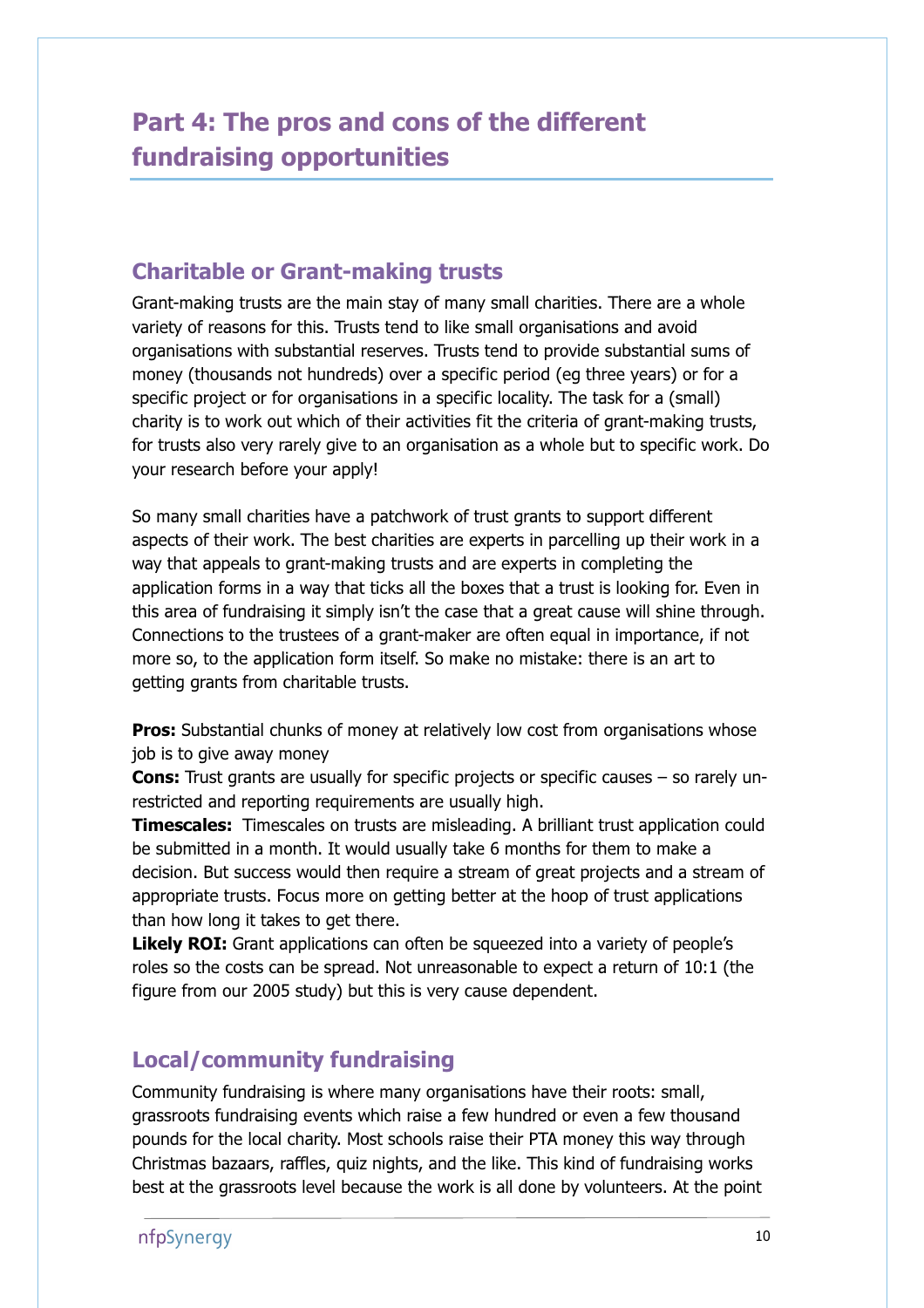# Part 4: The pros and cons of the different fundraising opportunities

## Charitable or Grant-making trusts

Grant-making trusts are the main stay of many small charities. There are a whole variety of reasons for this. Trusts tend to like small organisations and avoid organisations with substantial reserves. Trusts tend to provide substantial sums of money (thousands not hundreds) over a specific period (eg three years) or for a specific project or for organisations in a specific locality. The task for a (small) charity is to work out which of their activities fit the criteria of grant-making trusts, for trusts also very rarely give to an organisation as a whole but to specific work. Do your research before your apply!

So many small charities have a patchwork of trust grants to support different aspects of their work. The best charities are experts in parcelling up their work in a way that appeals to grant-making trusts and are experts in completing the application forms in a way that ticks all the boxes that a trust is looking for. Even in this area of fundraising it simply isn't the case that a great cause will shine through. Connections to the trustees of a grant-maker are often equal in importance, if not more so, to the application form itself. So make no mistake: there is an art to getting grants from charitable trusts.

**Pros:** Substantial chunks of money at relatively low cost from organisations whose job is to give away money
**Cons:** Trust grants are usually for specific projects or specific causes – so rarely un-restricted and reporting requirements are usually high.
**Timescales:** Timescales on trusts are misleading. A brilliant trust application could be submitted in a month. It would usually take 6 months for them to make a decision. But success would then require a stream of great projects and a stream of appropriate trusts. Focus more on getting better at the hoop of trust applications than how long it takes to get there.
**Likely ROI:** Grant applications can often be squeezed into a variety of people's roles so the costs can be spread. Not unreasonable to expect a return of 10:1 (the figure from our 2005 study) but this is very cause dependent.

## Local/community fundraising

Community fundraising is where many organisations have their roots: small, grassroots fundraising events which raise a few hundred or even a few thousand pounds for the local charity. Most schools raise their PTA money this way through Christmas bazaars, raffles, quiz nights, and the like. This kind of fundraising works best at the grassroots level because the work is all done by volunteers. At the point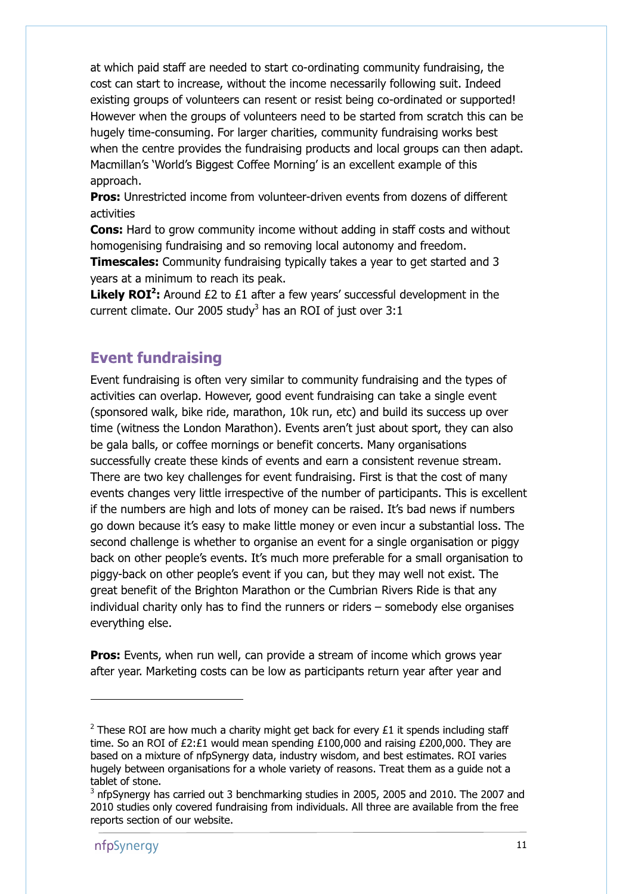at which paid staff are needed to start co-ordinating community fundraising, the cost can start to increase, without the income necessarily following suit. Indeed existing groups of volunteers can resent or resist being co-ordinated or supported! However when the groups of volunteers need to be started from scratch this can be hugely time-consuming. For larger charities, community fundraising works best when the centre provides the fundraising products and local groups can then adapt. Macmillan's 'World's Biggest Coffee Morning' is an excellent example of this approach.

**Pros:** Unrestricted income from volunteer-driven events from dozens of different activities

**Cons:** Hard to grow community income without adding in staff costs and without homogenising fundraising and so removing local autonomy and freedom.

**Timescales:** Community fundraising typically takes a year to get started and 3 years at a minimum to reach its peak.

**Likely ROI[2]:** Around £2 to £1 after a few years' successful development in the current climate. Our 2005 study[3] has an ROI of just over 3:1

## Event fundraising

Event fundraising is often very similar to community fundraising and the types of activities can overlap. However, good event fundraising can take a single event (sponsored walk, bike ride, marathon, 10k run, etc) and build its success up over time (witness the London Marathon). Events aren't just about sport, they can also be gala balls, or coffee mornings or benefit concerts. Many organisations successfully create these kinds of events and earn a consistent revenue stream. There are two key challenges for event fundraising. First is that the cost of many events changes very little irrespective of the number of participants. This is excellent if the numbers are high and lots of money can be raised. It's bad news if numbers go down because it's easy to make little money or even incur a substantial loss. The second challenge is whether to organise an event for a single organisation or piggy back on other people's events. It's much more preferable for a small organisation to piggy-back on other people's event if you can, but they may well not exist. The great benefit of the Brighton Marathon or the Cumbrian Rivers Ride is that any individual charity only has to find the runners or riders – somebody else organises everything else.

**Pros:** Events, when run well, can provide a stream of income which grows year after year. Marketing costs can be low as participants return year after year and

---

[2] These ROI are how much a charity might get back for every £1 it spends including staff time. So an ROI of £2:£1 would mean spending £100,000 and raising £200,000. They are based on a mixture of nfpSynergy data, industry wisdom, and best estimates. ROI varies hugely between organisations for a whole variety of reasons. Treat them as a guide not a tablet of stone.

[3] nfpSynergy has carried out 3 benchmarking studies in 2005, 2005 and 2010. The 2007 and 2010 studies only covered fundraising from individuals. All three are available from the free reports section of our website.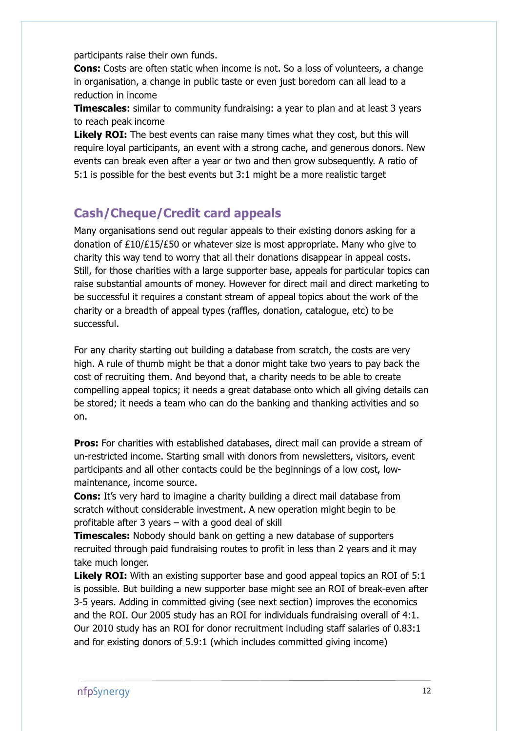participants raise their own funds.
**Cons:** Costs are often static when income is not. So a loss of volunteers, a change in organisation, a change in public taste or even just boredom can all lead to a reduction in income
**Timescales**: similar to community fundraising: a year to plan and at least 3 years to reach peak income
**Likely ROI:** The best events can raise many times what they cost, but this will require loyal participants, an event with a strong cache, and generous donors. New events can break even after a year or two and then grow subsequently. A ratio of 5:1 is possible for the best events but 3:1 might be a more realistic target

## Cash/Cheque/Credit card appeals

Many organisations send out regular appeals to their existing donors asking for a donation of £10/£15/£50 or whatever size is most appropriate. Many who give to charity this way tend to worry that all their donations disappear in appeal costs. Still, for those charities with a large supporter base, appeals for particular topics can raise substantial amounts of money. However for direct mail and direct marketing to be successful it requires a constant stream of appeal topics about the work of the charity or a breadth of appeal types (raffles, donation, catalogue, etc) to be successful.

For any charity starting out building a database from scratch, the costs are very high. A rule of thumb might be that a donor might take two years to pay back the cost of recruiting them. And beyond that, a charity needs to be able to create compelling appeal topics; it needs a great database onto which all giving details can be stored; it needs a team who can do the banking and thanking activities and so on.

**Pros:** For charities with established databases, direct mail can provide a stream of un-restricted income. Starting small with donors from newsletters, visitors, event participants and all other contacts could be the beginnings of a low cost, low-maintenance, income source.
**Cons:** It's very hard to imagine a charity building a direct mail database from scratch without considerable investment. A new operation might begin to be profitable after 3 years – with a good deal of skill
**Timescales:** Nobody should bank on getting a new database of supporters recruited through paid fundraising routes to profit in less than 2 years and it may take much longer.
**Likely ROI:** With an existing supporter base and good appeal topics an ROI of 5:1 is possible. But building a new supporter base might see an ROI of break-even after 3-5 years. Adding in committed giving (see next section) improves the economics and the ROI. Our 2005 study has an ROI for individuals fundraising overall of 4:1. Our 2010 study has an ROI for donor recruitment including staff salaries of 0.83:1 and for existing donors of 5.9:1 (which includes committed giving income)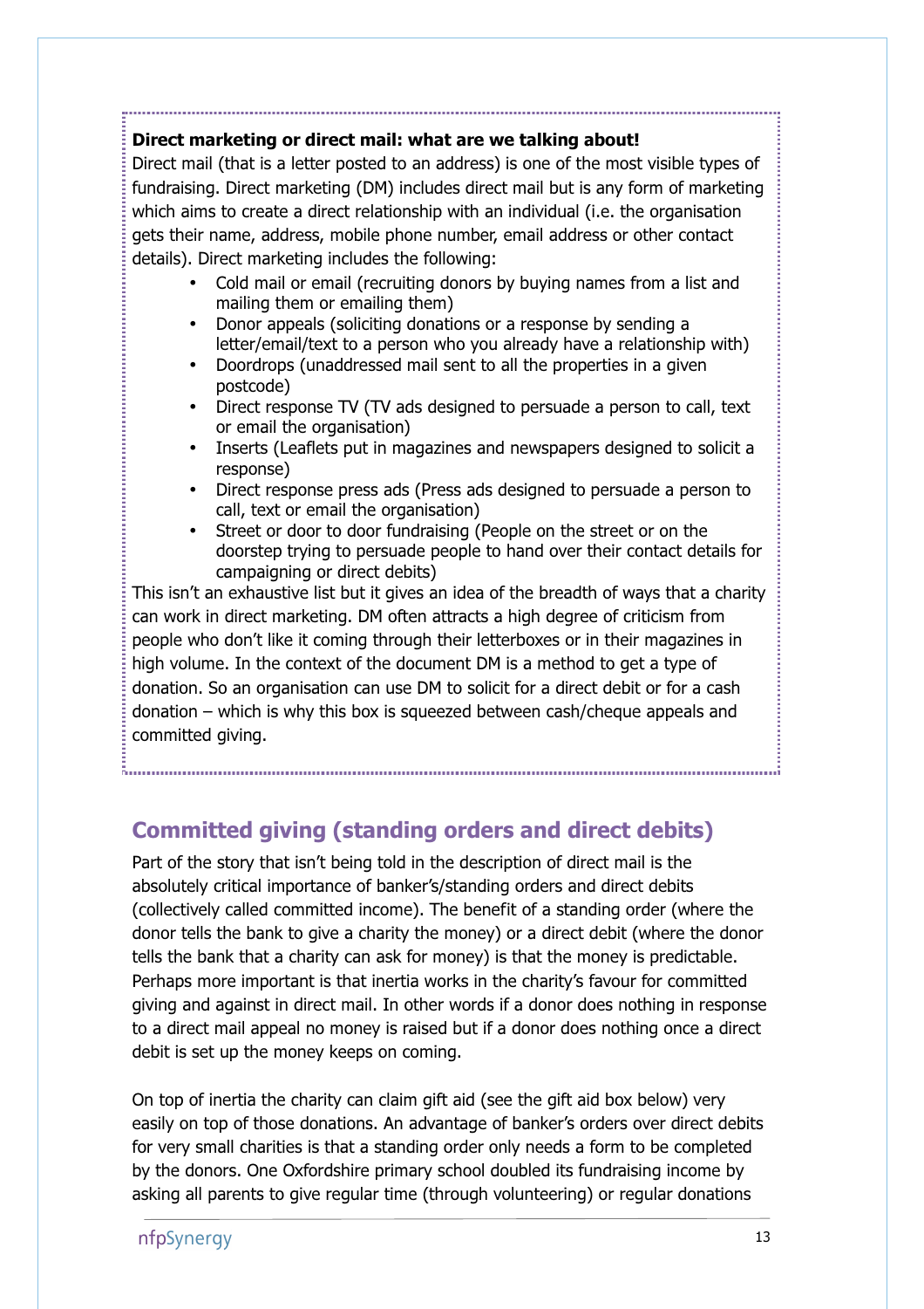**Direct marketing or direct mail: what are we talking about!**

Direct mail (that is a letter posted to an address) is one of the most visible types of fundraising. Direct marketing (DM) includes direct mail but is any form of marketing which aims to create a direct relationship with an individual (i.e. the organisation gets their name, address, mobile phone number, email address or other contact details). Direct marketing includes the following:

- Cold mail or email (recruiting donors by buying names from a list and mailing them or emailing them)
- Donor appeals (soliciting donations or a response by sending a letter/email/text to a person who you already have a relationship with)
- Doordrops (unaddressed mail sent to all the properties in a given postcode)
- Direct response TV (TV ads designed to persuade a person to call, text or email the organisation)
- Inserts (Leaflets put in magazines and newspapers designed to solicit a response)
- Direct response press ads (Press ads designed to persuade a person to call, text or email the organisation)
- Street or door to door fundraising (People on the street or on the doorstep trying to persuade people to hand over their contact details for campaigning or direct debits)

This isn't an exhaustive list but it gives an idea of the breadth of ways that a charity can work in direct marketing. DM often attracts a high degree of criticism from people who don't like it coming through their letterboxes or in their magazines in high volume. In the context of the document DM is a method to get a type of donation. So an organisation can use DM to solicit for a direct debit or for a cash donation – which is why this box is squeezed between cash/cheque appeals and committed giving.

## Committed giving (standing orders and direct debits)

Part of the story that isn't being told in the description of direct mail is the absolutely critical importance of banker's/standing orders and direct debits (collectively called committed income). The benefit of a standing order (where the donor tells the bank to give a charity the money) or a direct debit (where the donor tells the bank that a charity can ask for money) is that the money is predictable. Perhaps more important is that inertia works in the charity's favour for committed giving and against in direct mail. In other words if a donor does nothing in response to a direct mail appeal no money is raised but if a donor does nothing once a direct debit is set up the money keeps on coming.

On top of inertia the charity can claim gift aid (see the gift aid box below) very easily on top of those donations. An advantage of banker's orders over direct debits for very small charities is that a standing order only needs a form to be completed by the donors. One Oxfordshire primary school doubled its fundraising income by asking all parents to give regular time (through volunteering) or regular donations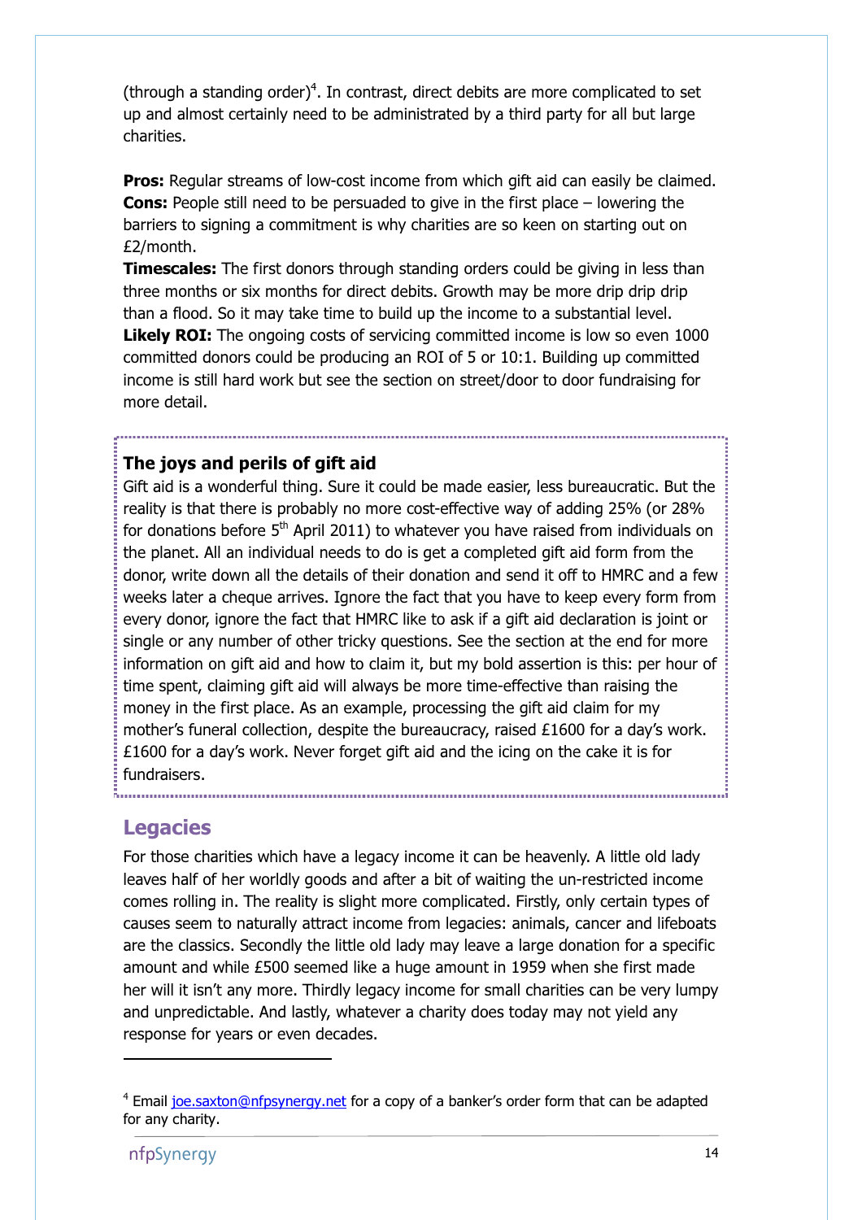(through a standing order)[4]. In contrast, direct debits are more complicated to set up and almost certainly need to be administrated by a third party for all but large charities.

**Pros:** Regular streams of low-cost income from which gift aid can easily be claimed.
**Cons:** People still need to be persuaded to give in the first place – lowering the barriers to signing a commitment is why charities are so keen on starting out on £2/month.
**Timescales:** The first donors through standing orders could be giving in less than three months or six months for direct debits. Growth may be more drip drip drip than a flood. So it may take time to build up the income to a substantial level.
**Likely ROI:** The ongoing costs of servicing committed income is low so even 1000 committed donors could be producing an ROI of 5 or 10:1. Building up committed income is still hard work but see the section on street/door to door fundraising for more detail.

**The joys and perils of gift aid**

Gift aid is a wonderful thing. Sure it could be made easier, less bureaucratic. But the reality is that there is probably no more cost-effective way of adding 25% (or 28% for donations before 5th April 2011) to whatever you have raised from individuals on the planet. All an individual needs to do is get a completed gift aid form from the donor, write down all the details of their donation and send it off to HMRC and a few weeks later a cheque arrives. Ignore the fact that you have to keep every form from every donor, ignore the fact that HMRC like to ask if a gift aid declaration is joint or single or any number of other tricky questions. See the section at the end for more information on gift aid and how to claim it, but my bold assertion is this: per hour of time spent, claiming gift aid will always be more time-effective than raising the money in the first place. As an example, processing the gift aid claim for my mother's funeral collection, despite the bureaucracy, raised £1600 for a day's work. £1600 for a day's work. Never forget gift aid and the icing on the cake it is for fundraisers.

## Legacies

For those charities which have a legacy income it can be heavenly. A little old lady leaves half of her worldly goods and after a bit of waiting the un-restricted income comes rolling in. The reality is slight more complicated. Firstly, only certain types of causes seem to naturally attract income from legacies: animals, cancer and lifeboats are the classics. Secondly the little old lady may leave a large donation for a specific amount and while £500 seemed like a huge amount in 1959 when she first made her will it isn't any more. Thirdly legacy income for small charities can be very lumpy and unpredictable. And lastly, whatever a charity does today may not yield any response for years or even decades.

---

[4] Email joe.saxton@nfpsynergy.net for a copy of a banker's order form that can be adapted for any charity.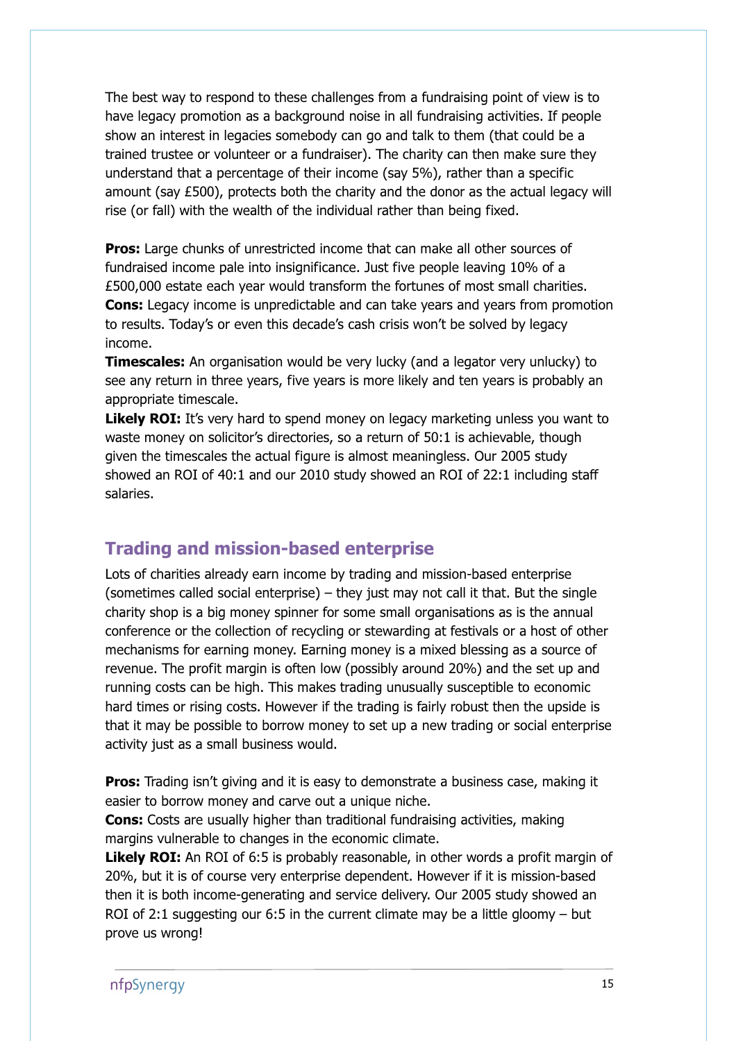The best way to respond to these challenges from a fundraising point of view is to have legacy promotion as a background noise in all fundraising activities. If people show an interest in legacies somebody can go and talk to them (that could be a trained trustee or volunteer or a fundraiser). The charity can then make sure they understand that a percentage of their income (say 5%), rather than a specific amount (say £500), protects both the charity and the donor as the actual legacy will rise (or fall) with the wealth of the individual rather than being fixed.

**Pros:** Large chunks of unrestricted income that can make all other sources of fundraised income pale into insignificance. Just five people leaving 10% of a £500,000 estate each year would transform the fortunes of most small charities.
**Cons:** Legacy income is unpredictable and can take years and years from promotion to results. Today's or even this decade's cash crisis won't be solved by legacy income.
**Timescales:** An organisation would be very lucky (and a legator very unlucky) to see any return in three years, five years is more likely and ten years is probably an appropriate timescale.
**Likely ROI:** It's very hard to spend money on legacy marketing unless you want to waste money on solicitor's directories, so a return of 50:1 is achievable, though given the timescales the actual figure is almost meaningless. Our 2005 study showed an ROI of 40:1 and our 2010 study showed an ROI of 22:1 including staff salaries.

## Trading and mission-based enterprise

Lots of charities already earn income by trading and mission-based enterprise (sometimes called social enterprise) – they just may not call it that. But the single charity shop is a big money spinner for some small organisations as is the annual conference or the collection of recycling or stewarding at festivals or a host of other mechanisms for earning money. Earning money is a mixed blessing as a source of revenue. The profit margin is often low (possibly around 20%) and the set up and running costs can be high. This makes trading unusually susceptible to economic hard times or rising costs. However if the trading is fairly robust then the upside is that it may be possible to borrow money to set up a new trading or social enterprise activity just as a small business would.

**Pros:** Trading isn't giving and it is easy to demonstrate a business case, making it easier to borrow money and carve out a unique niche.
**Cons:** Costs are usually higher than traditional fundraising activities, making margins vulnerable to changes in the economic climate.
**Likely ROI:** An ROI of 6:5 is probably reasonable, in other words a profit margin of 20%, but it is of course very enterprise dependent. However if it is mission-based then it is both income-generating and service delivery. Our 2005 study showed an ROI of 2:1 suggesting our 6:5 in the current climate may be a little gloomy – but prove us wrong!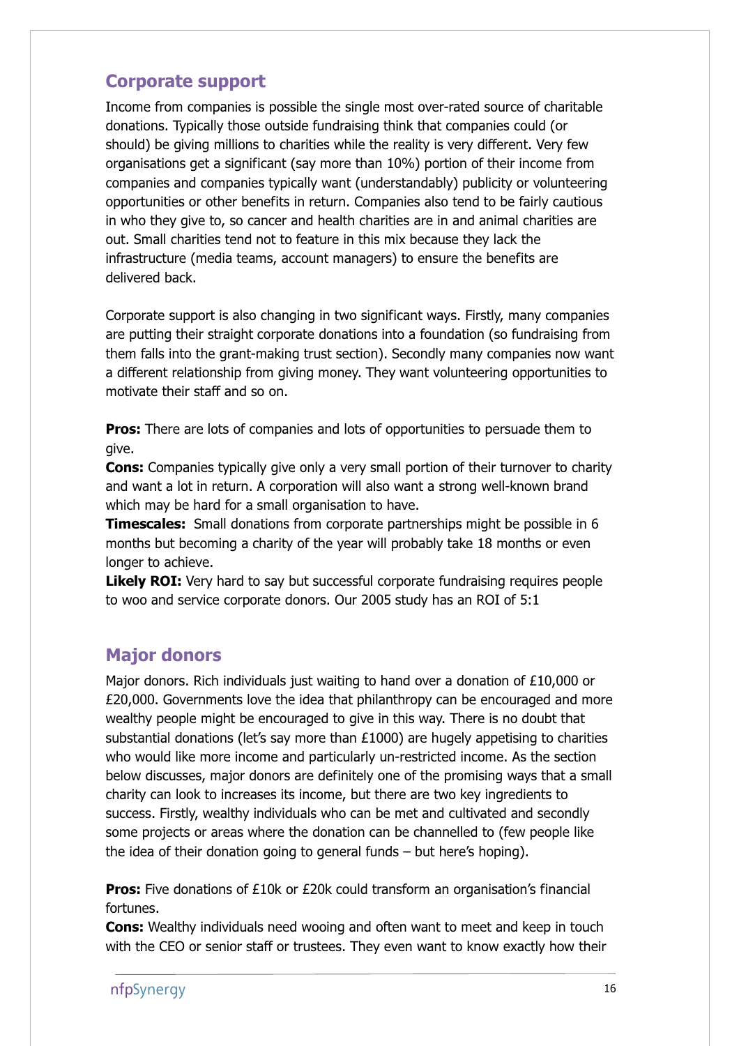## Corporate support

Income from companies is possible the single most over-rated source of charitable donations. Typically those outside fundraising think that companies could (or should) be giving millions to charities while the reality is very different. Very few organisations get a significant (say more than 10%) portion of their income from companies and companies typically want (understandably) publicity or volunteering opportunities or other benefits in return. Companies also tend to be fairly cautious in who they give to, so cancer and health charities are in and animal charities are out. Small charities tend not to feature in this mix because they lack the infrastructure (media teams, account managers) to ensure the benefits are delivered back.

Corporate support is also changing in two significant ways. Firstly, many companies are putting their straight corporate donations into a foundation (so fundraising from them falls into the grant-making trust section). Secondly many companies now want a different relationship from giving money. They want volunteering opportunities to motivate their staff and so on.

**Pros:** There are lots of companies and lots of opportunities to persuade them to give.
**Cons:** Companies typically give only a very small portion of their turnover to charity and want a lot in return. A corporation will also want a strong well-known brand which may be hard for a small organisation to have.
**Timescales:** Small donations from corporate partnerships might be possible in 6 months but becoming a charity of the year will probably take 18 months or even longer to achieve.
**Likely ROI:** Very hard to say but successful corporate fundraising requires people to woo and service corporate donors. Our 2005 study has an ROI of 5:1

## Major donors

Major donors. Rich individuals just waiting to hand over a donation of £10,000 or £20,000. Governments love the idea that philanthropy can be encouraged and more wealthy people might be encouraged to give in this way. There is no doubt that substantial donations (let's say more than £1000) are hugely appetising to charities who would like more income and particularly un-restricted income. As the section below discusses, major donors are definitely one of the promising ways that a small charity can look to increases its income, but there are two key ingredients to success. Firstly, wealthy individuals who can be met and cultivated and secondly some projects or areas where the donation can be channelled to (few people like the idea of their donation going to general funds – but here's hoping).

**Pros:** Five donations of £10k or £20k could transform an organisation's financial fortunes.
**Cons:** Wealthy individuals need wooing and often want to meet and keep in touch with the CEO or senior staff or trustees. They even want to know exactly how their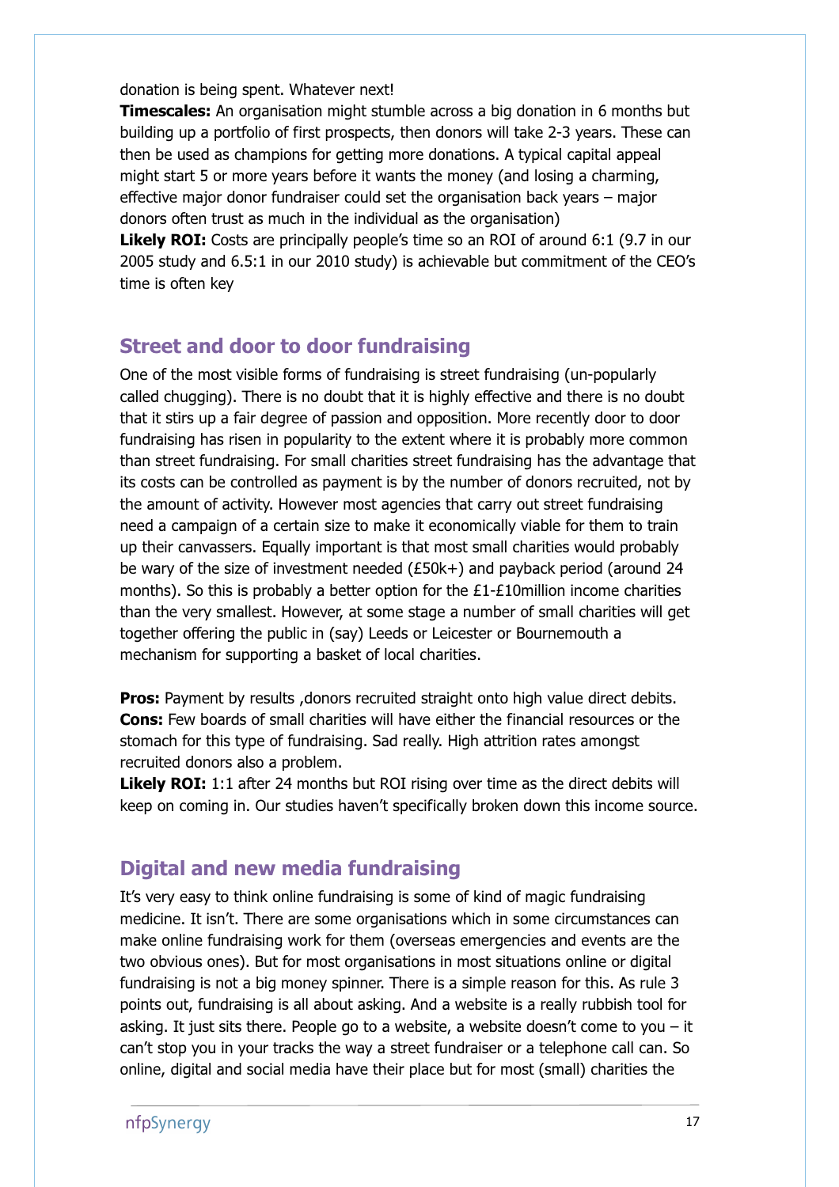donation is being spent. Whatever next!

**Timescales:** An organisation might stumble across a big donation in 6 months but building up a portfolio of first prospects, then donors will take 2-3 years. These can then be used as champions for getting more donations. A typical capital appeal might start 5 or more years before it wants the money (and losing a charming, effective major donor fundraiser could set the organisation back years – major donors often trust as much in the individual as the organisation)

**Likely ROI:** Costs are principally people's time so an ROI of around 6:1 (9.7 in our 2005 study and 6.5:1 in our 2010 study) is achievable but commitment of the CEO's time is often key

## Street and door to door fundraising

One of the most visible forms of fundraising is street fundraising (un-popularly called chugging). There is no doubt that it is highly effective and there is no doubt that it stirs up a fair degree of passion and opposition. More recently door to door fundraising has risen in popularity to the extent where it is probably more common than street fundraising. For small charities street fundraising has the advantage that its costs can be controlled as payment is by the number of donors recruited, not by the amount of activity. However most agencies that carry out street fundraising need a campaign of a certain size to make it economically viable for them to train up their canvassers. Equally important is that most small charities would probably be wary of the size of investment needed (£50k+) and payback period (around 24 months). So this is probably a better option for the £1-£10million income charities than the very smallest. However, at some stage a number of small charities will get together offering the public in (say) Leeds or Leicester or Bournemouth a mechanism for supporting a basket of local charities.

**Pros:** Payment by results ,donors recruited straight onto high value direct debits.

**Cons:** Few boards of small charities will have either the financial resources or the stomach for this type of fundraising. Sad really. High attrition rates amongst recruited donors also a problem.

**Likely ROI:** 1:1 after 24 months but ROI rising over time as the direct debits will keep on coming in. Our studies haven't specifically broken down this income source.

## Digital and new media fundraising

It's very easy to think online fundraising is some of kind of magic fundraising medicine. It isn't. There are some organisations which in some circumstances can make online fundraising work for them (overseas emergencies and events are the two obvious ones). But for most organisations in most situations online or digital fundraising is not a big money spinner. There is a simple reason for this. As rule 3 points out, fundraising is all about asking. And a website is a really rubbish tool for asking. It just sits there. People go to a website, a website doesn't come to you – it can't stop you in your tracks the way a street fundraiser or a telephone call can. So online, digital and social media have their place but for most (small) charities the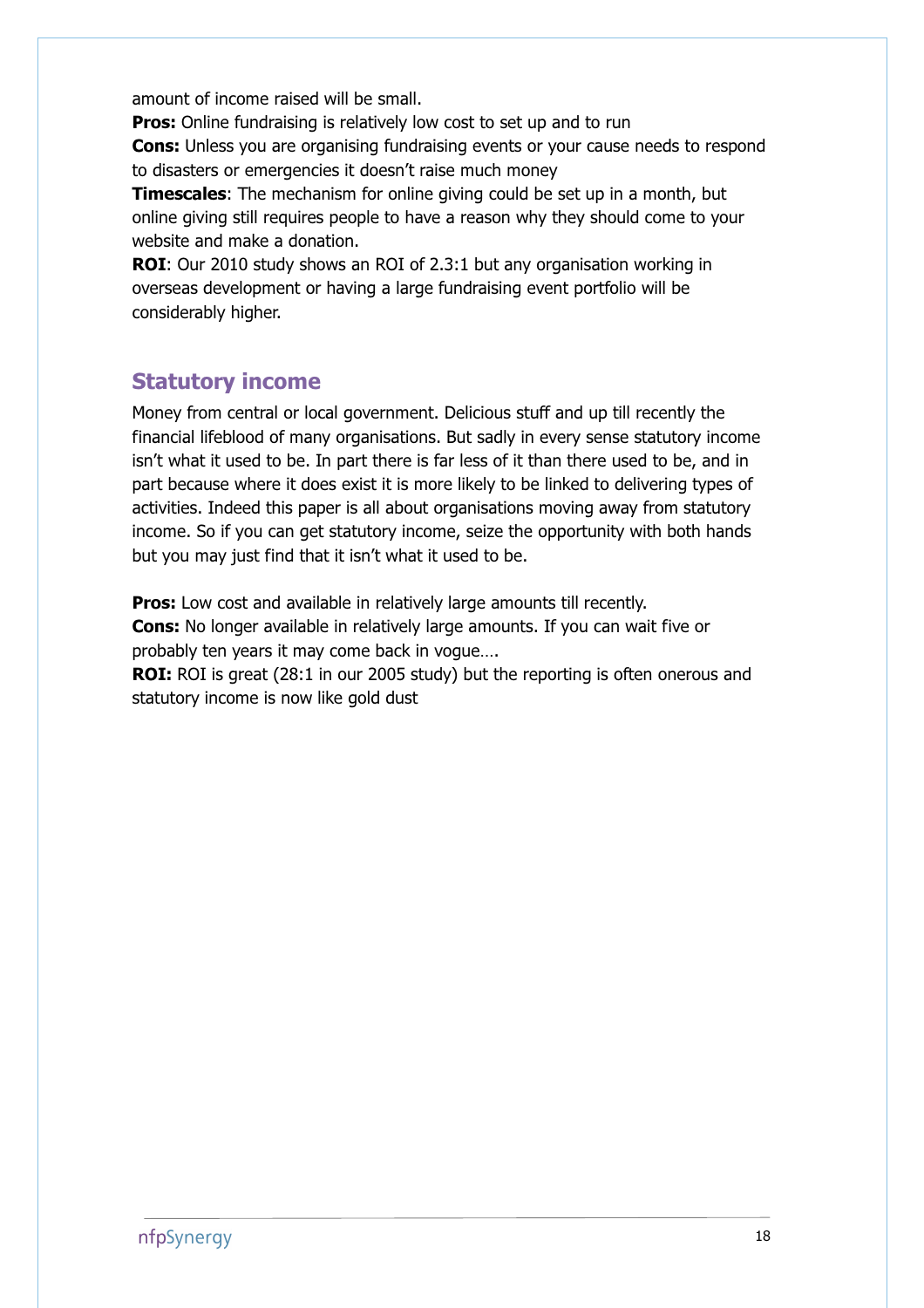amount of income raised will be small.

**Pros:** Online fundraising is relatively low cost to set up and to run

**Cons:** Unless you are organising fundraising events or your cause needs to respond to disasters or emergencies it doesn't raise much money

**Timescales**: The mechanism for online giving could be set up in a month, but online giving still requires people to have a reason why they should come to your website and make a donation.

**ROI**: Our 2010 study shows an ROI of 2.3:1 but any organisation working in overseas development or having a large fundraising event portfolio will be considerably higher.

## Statutory income

Money from central or local government. Delicious stuff and up till recently the financial lifeblood of many organisations. But sadly in every sense statutory income isn't what it used to be. In part there is far less of it than there used to be, and in part because where it does exist it is more likely to be linked to delivering types of activities. Indeed this paper is all about organisations moving away from statutory income. So if you can get statutory income, seize the opportunity with both hands but you may just find that it isn't what it used to be.

**Pros:** Low cost and available in relatively large amounts till recently.

**Cons:** No longer available in relatively large amounts. If you can wait five or probably ten years it may come back in vogue….

**ROI:** ROI is great (28:1 in our 2005 study) but the reporting is often onerous and statutory income is now like gold dust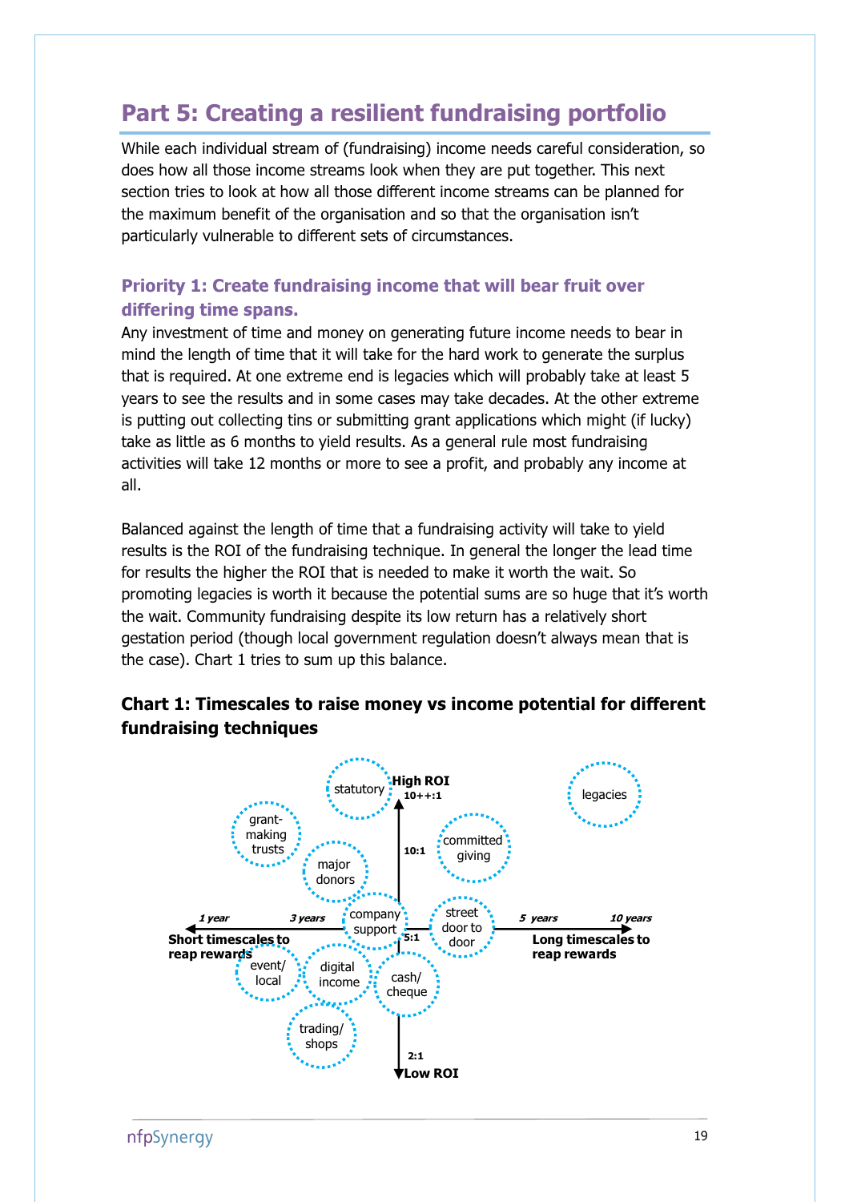# Part 5: Creating a resilient fundraising portfolio

While each individual stream of (fundraising) income needs careful consideration, so does how all those income streams look when they are put together. This next section tries to look at how all those different income streams can be planned for the maximum benefit of the organisation and so that the organisation isn't particularly vulnerable to different sets of circumstances.

## Priority 1: Create fundraising income that will bear fruit over differing time spans.

Any investment of time and money on generating future income needs to bear in mind the length of time that it will take for the hard work to generate the surplus that is required. At one extreme end is legacies which will probably take at least 5 years to see the results and in some cases may take decades. At the other extreme is putting out collecting tins or submitting grant applications which might (if lucky) take as little as 6 months to yield results. As a general rule most fundraising activities will take 12 months or more to see a profit, and probably any income at all.

Balanced against the length of time that a fundraising activity will take to yield results is the ROI of the fundraising technique. In general the longer the lead time for results the higher the ROI that is needed to make it worth the wait. So promoting legacies is worth it because the potential sums are so huge that it's worth the wait. Community fundraising despite its low return has a relatively short gestation period (though local government regulation doesn't always mean that is the case). Chart 1 tries to sum up this balance.

**Chart 1: Timescales to raise money vs income potential for different fundraising techniques**

High ROI
10++:1
10:1
5:1
2:1
Low ROI

1 year
3 years
5 years
10 years

Short timescales to reap rewards
Long timescales to reap rewards

statutory
grant-making trusts
major donors
company support
legacies
committed giving
street door to door
event/ local
digital income
cash/ cheque
trading/ shops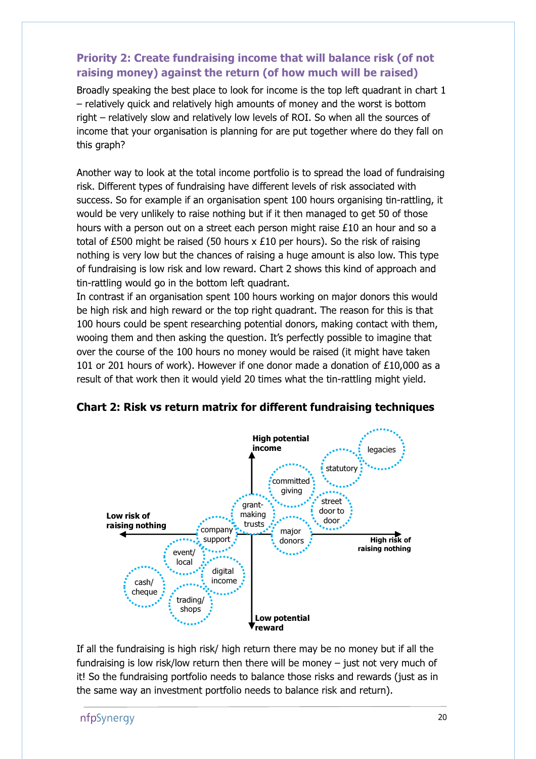### Priority 2: Create fundraising income that will balance risk (of not raising money) against the return (of how much will be raised)

Broadly speaking the best place to look for income is the top left quadrant in chart 1 – relatively quick and relatively high amounts of money and the worst is bottom right – relatively slow and relatively low levels of ROI. So when all the sources of income that your organisation is planning for are put together where do they fall on this graph?

Another way to look at the total income portfolio is to spread the load of fundraising risk. Different types of fundraising have different levels of risk associated with success. So for example if an organisation spent 100 hours organising tin-rattling, it would be very unlikely to raise nothing but if it then managed to get 50 of those hours with a person out on a street each person might raise £10 an hour and so a total of £500 might be raised (50 hours x £10 per hours). So the risk of raising nothing is very low but the chances of raising a huge amount is also low. This type of fundraising is low risk and low reward. Chart 2 shows this kind of approach and tin-rattling would go in the bottom left quadrant.

In contrast if an organisation spent 100 hours working on major donors this would be high risk and high reward or the top right quadrant. The reason for this is that 100 hours could be spent researching potential donors, making contact with them, wooing them and then asking the question. It's perfectly possible to imagine that over the course of the 100 hours no money would be raised (it might have taken 101 or 201 hours of work). However if one donor made a donation of £10,000 as a result of that work then it would yield 20 times what the tin-rattling might yield.

**Chart 2: Risk vs return matrix for different fundraising techniques**

If all the fundraising is high risk/ high return there may be no money but if all the fundraising is low risk/low return then there will be money – just not very much of it! So the fundraising portfolio needs to balance those risks and rewards (just as in the same way an investment portfolio needs to balance risk and return).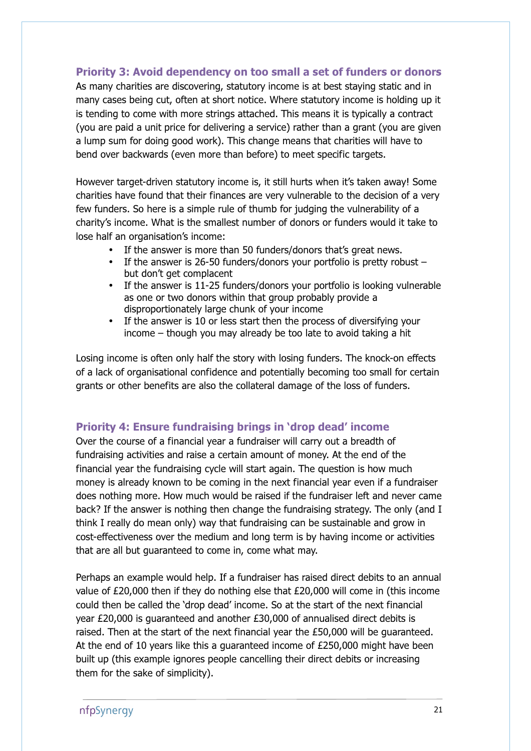### Priority 3: Avoid dependency on too small a set of funders or donors

As many charities are discovering, statutory income is at best staying static and in many cases being cut, often at short notice. Where statutory income is holding up it is tending to come with more strings attached. This means it is typically a contract (you are paid a unit price for delivering a service) rather than a grant (you are given a lump sum for doing good work). This change means that charities will have to bend over backwards (even more than before) to meet specific targets.

However target-driven statutory income is, it still hurts when it's taken away! Some charities have found that their finances are very vulnerable to the decision of a very few funders. So here is a simple rule of thumb for judging the vulnerability of a charity's income. What is the smallest number of donors or funders would it take to lose half an organisation's income:

- If the answer is more than 50 funders/donors that's great news.
- If the answer is 26-50 funders/donors your portfolio is pretty robust – but don't get complacent
- If the answer is 11-25 funders/donors your portfolio is looking vulnerable as one or two donors within that group probably provide a disproportionately large chunk of your income
- If the answer is 10 or less start then the process of diversifying your income – though you may already be too late to avoid taking a hit

Losing income is often only half the story with losing funders. The knock-on effects of a lack of organisational confidence and potentially becoming too small for certain grants or other benefits are also the collateral damage of the loss of funders.

### Priority 4: Ensure fundraising brings in 'drop dead' income

Over the course of a financial year a fundraiser will carry out a breadth of fundraising activities and raise a certain amount of money. At the end of the financial year the fundraising cycle will start again. The question is how much money is already known to be coming in the next financial year even if a fundraiser does nothing more. How much would be raised if the fundraiser left and never came back? If the answer is nothing then change the fundraising strategy. The only (and I think I really do mean only) way that fundraising can be sustainable and grow in cost-effectiveness over the medium and long term is by having income or activities that are all but guaranteed to come in, come what may.

Perhaps an example would help. If a fundraiser has raised direct debits to an annual value of £20,000 then if they do nothing else that £20,000 will come in (this income could then be called the 'drop dead' income. So at the start of the next financial year £20,000 is guaranteed and another £30,000 of annualised direct debits is raised. Then at the start of the next financial year the £50,000 will be guaranteed. At the end of 10 years like this a guaranteed income of £250,000 might have been built up (this example ignores people cancelling their direct debits or increasing them for the sake of simplicity).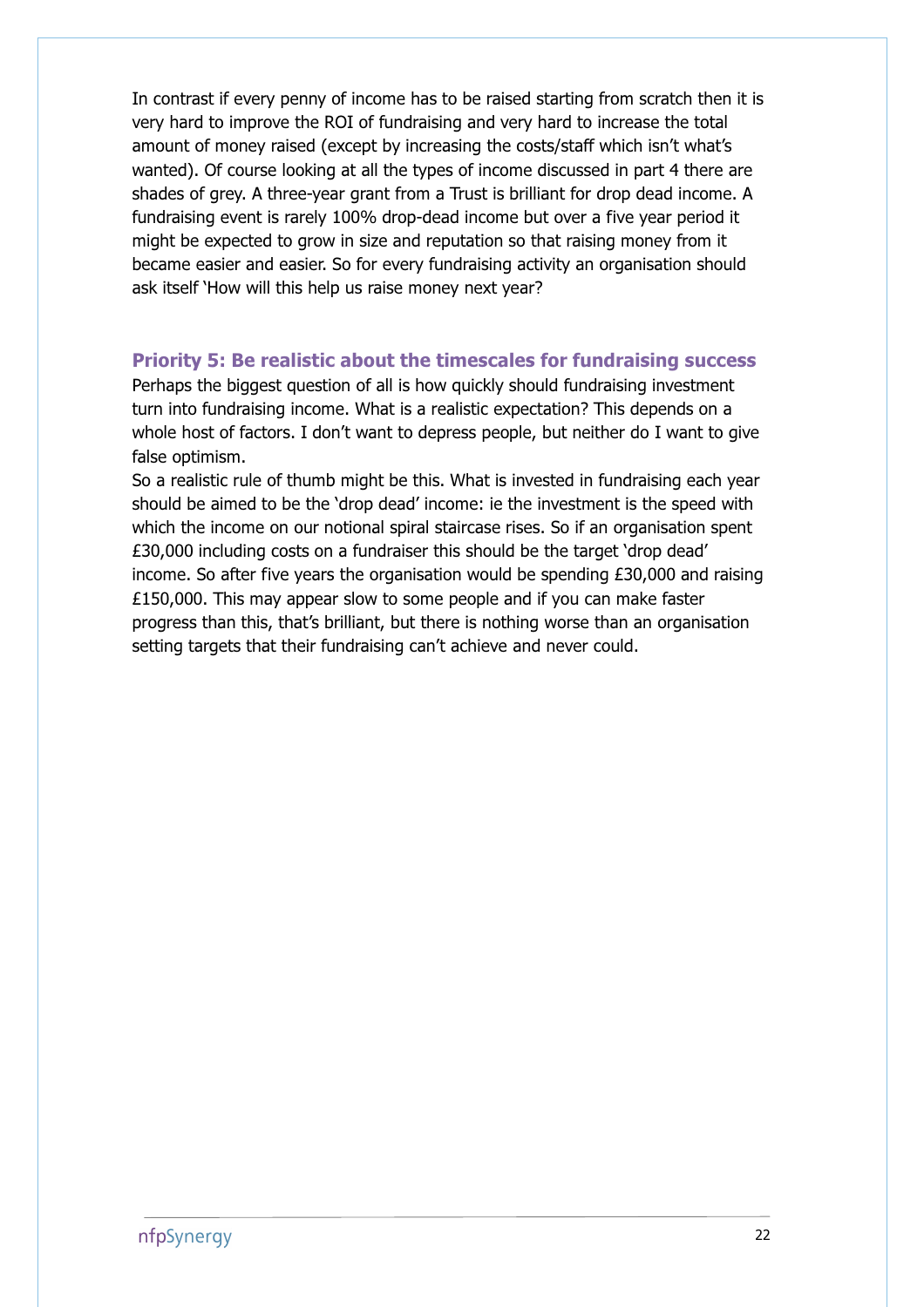In contrast if every penny of income has to be raised starting from scratch then it is very hard to improve the ROI of fundraising and very hard to increase the total amount of money raised (except by increasing the costs/staff which isn't what's wanted). Of course looking at all the types of income discussed in part 4 there are shades of grey. A three-year grant from a Trust is brilliant for drop dead income. A fundraising event is rarely 100% drop-dead income but over a five year period it might be expected to grow in size and reputation so that raising money from it became easier and easier. So for every fundraising activity an organisation should ask itself 'How will this help us raise money next year?

## Priority 5: Be realistic about the timescales for fundraising success

Perhaps the biggest question of all is how quickly should fundraising investment turn into fundraising income. What is a realistic expectation? This depends on a whole host of factors. I don't want to depress people, but neither do I want to give false optimism.

So a realistic rule of thumb might be this. What is invested in fundraising each year should be aimed to be the 'drop dead' income: ie the investment is the speed with which the income on our notional spiral staircase rises. So if an organisation spent £30,000 including costs on a fundraiser this should be the target 'drop dead' income. So after five years the organisation would be spending £30,000 and raising £150,000. This may appear slow to some people and if you can make faster progress than this, that's brilliant, but there is nothing worse than an organisation setting targets that their fundraising can't achieve and never could.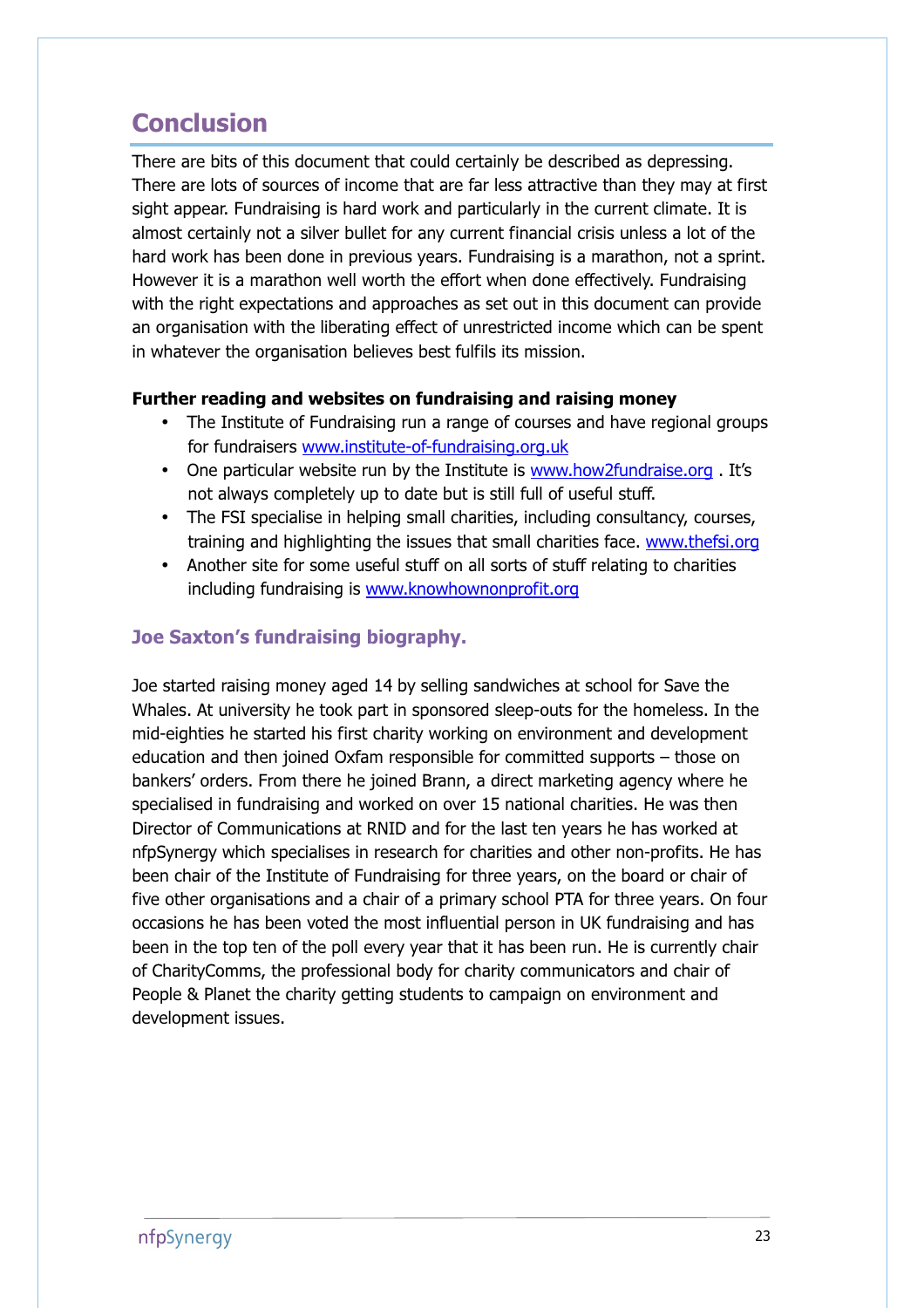## Conclusion

There are bits of this document that could certainly be described as depressing. There are lots of sources of income that are far less attractive than they may at first sight appear. Fundraising is hard work and particularly in the current climate. It is almost certainly not a silver bullet for any current financial crisis unless a lot of the hard work has been done in previous years. Fundraising is a marathon, not a sprint. However it is a marathon well worth the effort when done effectively. Fundraising with the right expectations and approaches as set out in this document can provide an organisation with the liberating effect of unrestricted income which can be spent in whatever the organisation believes best fulfils its mission.

**Further reading and websites on fundraising and raising money**

- The Institute of Fundraising run a range of courses and have regional groups for fundraisers www.institute-of-fundraising.org.uk
- One particular website run by the Institute is www.how2fundraise.org . It's not always completely up to date but is still full of useful stuff.
- The FSI specialise in helping small charities, including consultancy, courses, training and highlighting the issues that small charities face. www.thefsi.org
- Another site for some useful stuff on all sorts of stuff relating to charities including fundraising is www.knowhownonprofit.org

### Joe Saxton's fundraising biography.

Joe started raising money aged 14 by selling sandwiches at school for Save the Whales. At university he took part in sponsored sleep-outs for the homeless. In the mid-eighties he started his first charity working on environment and development education and then joined Oxfam responsible for committed supports – those on bankers' orders. From there he joined Brann, a direct marketing agency where he specialised in fundraising and worked on over 15 national charities. He was then Director of Communications at RNID and for the last ten years he has worked at nfpSynergy which specialises in research for charities and other non-profits. He has been chair of the Institute of Fundraising for three years, on the board or chair of five other organisations and a chair of a primary school PTA for three years. On four occasions he has been voted the most influential person in UK fundraising and has been in the top ten of the poll every year that it has been run. He is currently chair of CharityComms, the professional body for charity communicators and chair of People & Planet the charity getting students to campaign on environment and development issues.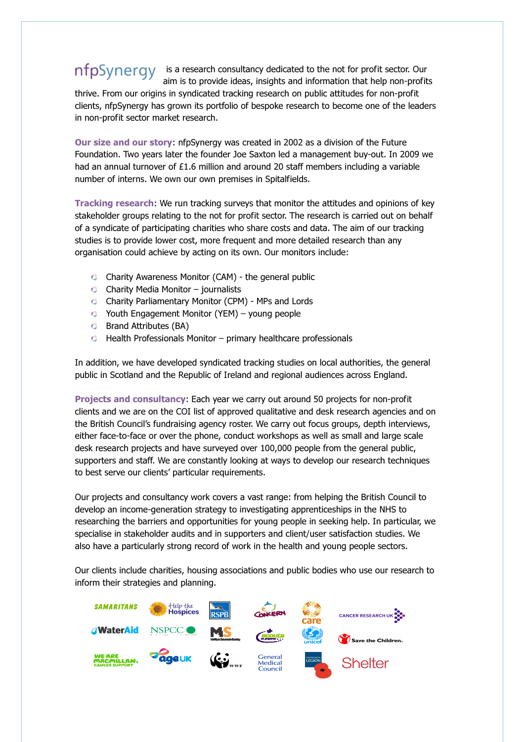**nfpSynergy** is a research consultancy dedicated to the not for profit sector. Our aim is to provide ideas, insights and information that help non-profits thrive. From our origins in syndicated tracking research on public attitudes for non-profit clients, nfpSynergy has grown its portfolio of bespoke research to become one of the leaders in non-profit sector market research.

**Our size and our story**: nfpSynergy was created in 2002 as a division of the Future Foundation. Two years later the founder Joe Saxton led a management buy-out. In 2009 we had an annual turnover of £1.6 million and around 20 staff members including a variable number of interns. We own our own premises in Spitalfields.

**Tracking research**: We run tracking surveys that monitor the attitudes and opinions of key stakeholder groups relating to the not for profit sector. The research is carried out on behalf of a syndicate of participating charities who share costs and data. The aim of our tracking studies is to provide lower cost, more frequent and more detailed research than any organisation could achieve by acting on its own. Our monitors include:

- Charity Awareness Monitor (CAM) - the general public
- Charity Media Monitor – journalists
- Charity Parliamentary Monitor (CPM) - MPs and Lords
- Youth Engagement Monitor (YEM) – young people
- Brand Attributes (BA)
- Health Professionals Monitor – primary healthcare professionals

In addition, we have developed syndicated tracking studies on local authorities, the general public in Scotland and the Republic of Ireland and regional audiences across England.

**Projects and consultancy**: Each year we carry out around 50 projects for non-profit clients and we are on the COI list of approved qualitative and desk research agencies and on the British Council's fundraising agency roster. We carry out focus groups, depth interviews, either face-to-face or over the phone, conduct workshops as well as small and large scale desk research projects and have surveyed over 100,000 people from the general public, supporters and staff. We are constantly looking at ways to develop our research techniques to best serve our clients' particular requirements.

Our projects and consultancy work covers a vast range: from helping the British Council to develop an income-generation strategy to investigating apprenticeships in the NHS to researching the barriers and opportunities for young people in seeking help. In particular, we specialise in stakeholder audits and in supporters and client/user satisfaction studies. We also have a particularly strong record of work in the health and young people sectors.

Our clients include charities, housing associations and public bodies who use our research to inform their strategies and planning.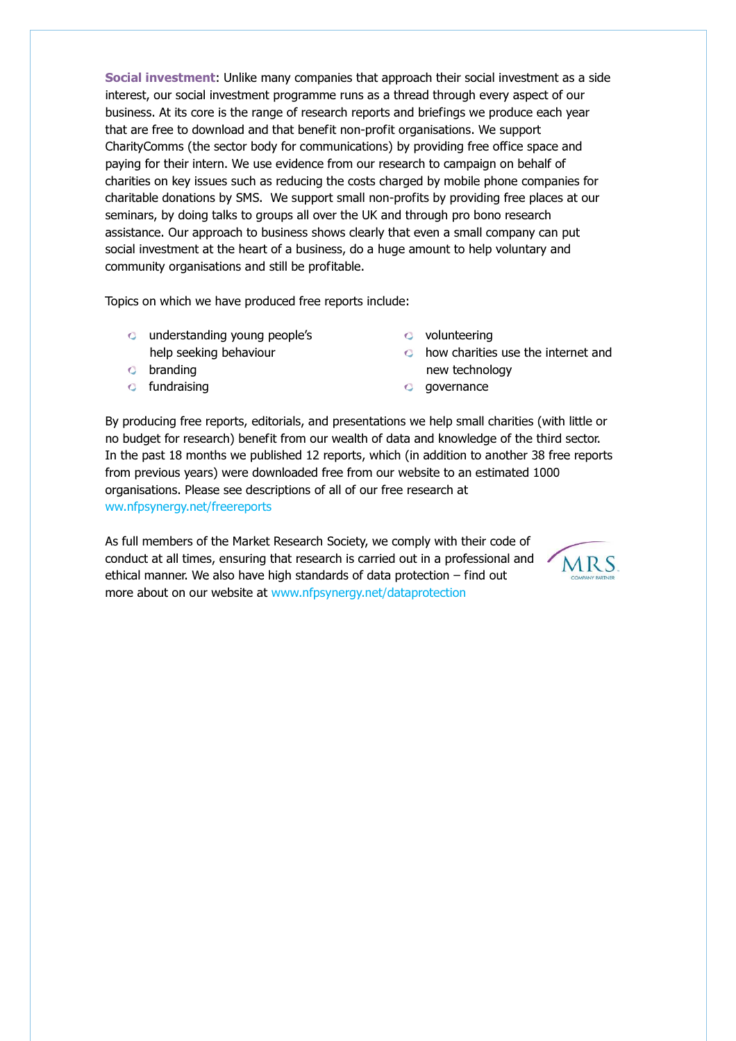**Social investment**: Unlike many companies that approach their social investment as a side interest, our social investment programme runs as a thread through every aspect of our business. At its core is the range of research reports and briefings we produce each year that are free to download and that benefit non-profit organisations. We support CharityComms (the sector body for communications) by providing free office space and paying for their intern. We use evidence from our research to campaign on behalf of charities on key issues such as reducing the costs charged by mobile phone companies for charitable donations by SMS. We support small non-profits by providing free places at our seminars, by doing talks to groups all over the UK and through pro bono research assistance. Our approach to business shows clearly that even a small company can put social investment at the heart of a business, do a huge amount to help voluntary and community organisations and still be profitable.

Topics on which we have produced free reports include:

- understanding young people's help seeking behaviour
- branding
- fundraising
- volunteering
- how charities use the internet and new technology
- governance

By producing free reports, editorials, and presentations we help small charities (with little or no budget for research) benefit from our wealth of data and knowledge of the third sector. In the past 18 months we published 12 reports, which (in addition to another 38 free reports from previous years) were downloaded free from our website to an estimated 1000 organisations. Please see descriptions of all of our free research at ww.nfpsynergy.net/freereports

As full members of the Market Research Society, we comply with their code of conduct at all times, ensuring that research is carried out in a professional and ethical manner. We also have high standards of data protection – find out more about on our website at www.nfpsynergy.net/dataprotection

MRS
COMPANY PARTNER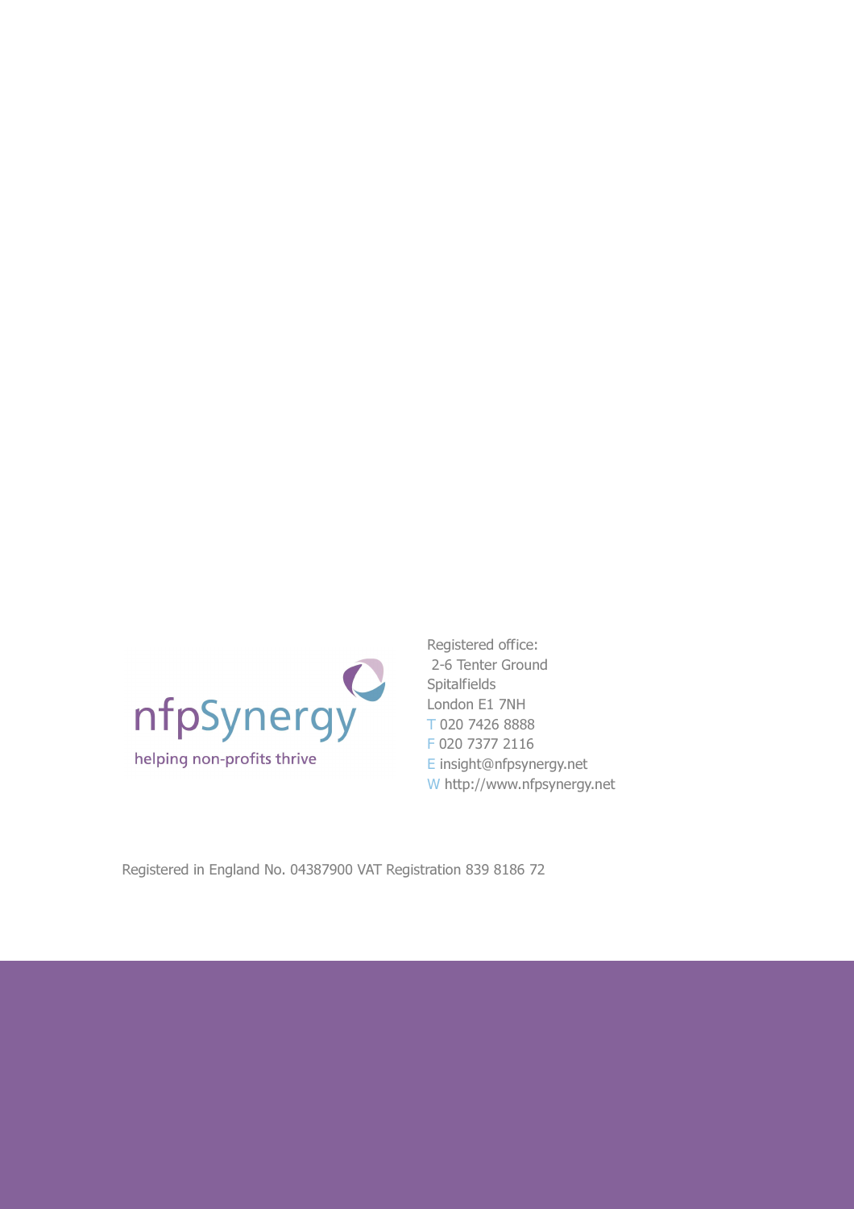nfpSynergy

helping non-profits thrive

Registered office:
2-6 Tenter Ground
Spitalfields
London E1 7NH
T 020 7426 8888
F 020 7377 2116
E insight@nfpsynergy.net
W http://www.nfpsynergy.net

Registered in England No. 04387900 VAT Registration 839 8186 72